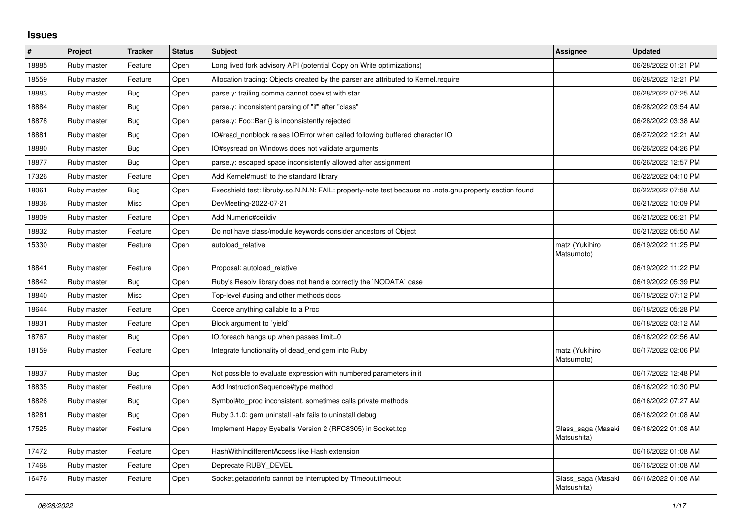## Issues

| # | Project | Tracker | Status | Subject | Assignee | Updated |
|---|---|---|---|---|---|---|
| 18885 | Ruby master | Feature | Open | Long lived fork advisory API (potential Copy on Write optimizations) | | 06/28/2022 01:21 PM |
| 18559 | Ruby master | Feature | Open | Allocation tracing: Objects created by the parser are attributed to Kernel.require | | 06/28/2022 12:21 PM |
| 18883 | Ruby master | Bug | Open | parse.y: trailing comma cannot coexist with star | | 06/28/2022 07:25 AM |
| 18884 | Ruby master | Bug | Open | parse.y: inconsistent parsing of "if" after "class" | | 06/28/2022 03:54 AM |
| 18878 | Ruby master | Bug | Open | parse.y: Foo::Bar {} is inconsistently rejected | | 06/28/2022 03:38 AM |
| 18881 | Ruby master | Bug | Open | IO#read_nonblock raises IOError when called following buffered character IO | | 06/27/2022 12:21 AM |
| 18880 | Ruby master | Bug | Open | IO#sysread on Windows does not validate arguments | | 06/26/2022 04:26 PM |
| 18877 | Ruby master | Bug | Open | parse.y: escaped space inconsistently allowed after assignment | | 06/26/2022 12:57 PM |
| 17326 | Ruby master | Feature | Open | Add Kernel#must! to the standard library | | 06/22/2022 04:10 PM |
| 18061 | Ruby master | Bug | Open | Execshield test: libruby.so.N.N.N: FAIL: property-note test because no .note.gnu.property section found | | 06/22/2022 07:58 AM |
| 18836 | Ruby master | Misc | Open | DevMeeting-2022-07-21 | | 06/21/2022 10:09 PM |
| 18809 | Ruby master | Feature | Open | Add Numeric#ceildiv | | 06/21/2022 06:21 PM |
| 18832 | Ruby master | Feature | Open | Do not have class/module keywords consider ancestors of Object | | 06/21/2022 05:50 AM |
| 15330 | Ruby master | Feature | Open | autoload_relative | matz (Yukihiro Matsumoto) | 06/19/2022 11:25 PM |
| 18841 | Ruby master | Feature | Open | Proposal: autoload_relative | | 06/19/2022 11:22 PM |
| 18842 | Ruby master | Bug | Open | Ruby's Resolv library does not handle correctly the `NODATA` case | | 06/19/2022 05:39 PM |
| 18840 | Ruby master | Misc | Open | Top-level #using and other methods docs | | 06/18/2022 07:12 PM |
| 18644 | Ruby master | Feature | Open | Coerce anything callable to a Proc | | 06/18/2022 05:28 PM |
| 18831 | Ruby master | Feature | Open | Block argument to `yield` | | 06/18/2022 03:12 AM |
| 18767 | Ruby master | Bug | Open | IO.foreach hangs up when passes limit=0 | | 06/18/2022 02:56 AM |
| 18159 | Ruby master | Feature | Open | Integrate functionality of dead_end gem into Ruby | matz (Yukihiro Matsumoto) | 06/17/2022 02:06 PM |
| 18837 | Ruby master | Bug | Open | Not possible to evaluate expression with numbered parameters in it | | 06/17/2022 12:48 PM |
| 18835 | Ruby master | Feature | Open | Add InstructionSequence#type method | | 06/16/2022 10:30 PM |
| 18826 | Ruby master | Bug | Open | Symbol#to_proc inconsistent, sometimes calls private methods | | 06/16/2022 07:27 AM |
| 18281 | Ruby master | Bug | Open | Ruby 3.1.0: gem uninstall -alx fails to uninstall debug | | 06/16/2022 01:08 AM |
| 17525 | Ruby master | Feature | Open | Implement Happy Eyeballs Version 2 (RFC8305) in Socket.tcp | Glass_saga (Masaki Matsushita) | 06/16/2022 01:08 AM |
| 17472 | Ruby master | Feature | Open | HashWithIndifferentAccess like Hash extension | | 06/16/2022 01:08 AM |
| 17468 | Ruby master | Feature | Open | Deprecate RUBY_DEVEL | | 06/16/2022 01:08 AM |
| 16476 | Ruby master | Feature | Open | Socket.getaddrinfo cannot be interrupted by Timeout.timeout | Glass_saga (Masaki Matsushita) | 06/16/2022 01:08 AM |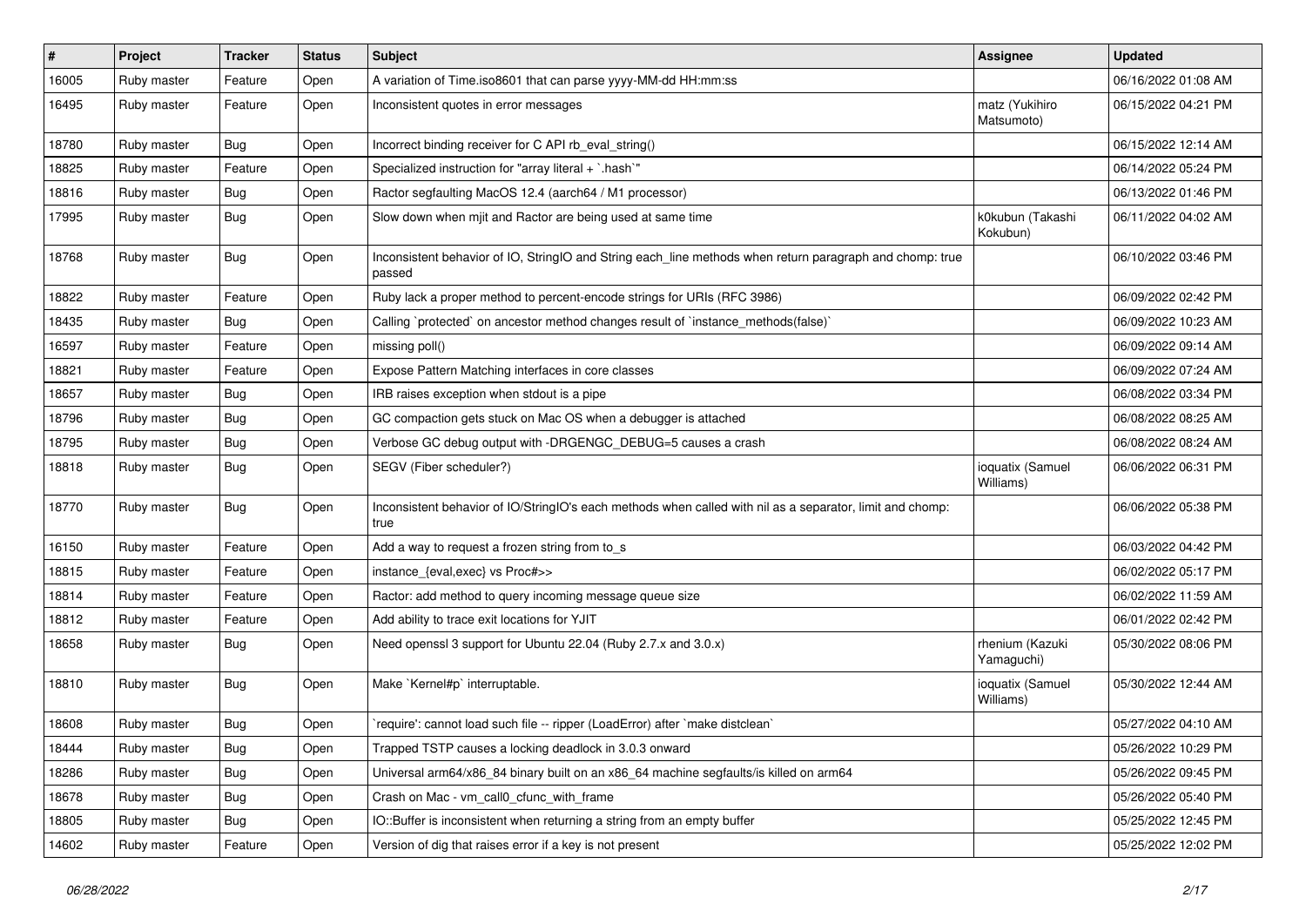| # | Project | Tracker | Status | Subject | Assignee | Updated |
|---|---|---|---|---|---|---|
| 16005 | Ruby master | Feature | Open | A variation of Time.iso8601 that can parse yyyy-MM-dd HH:mm:ss | | 06/16/2022 01:08 AM |
| 16495 | Ruby master | Feature | Open | Inconsistent quotes in error messages | matz (Yukihiro Matsumoto) | 06/15/2022 04:21 PM |
| 18780 | Ruby master | Bug | Open | Incorrect binding receiver for C API rb_eval_string() | | 06/15/2022 12:14 AM |
| 18825 | Ruby master | Feature | Open | Specialized instruction for "array literal + `.hash`" | | 06/14/2022 05:24 PM |
| 18816 | Ruby master | Bug | Open | Ractor segfaulting MacOS 12.4 (aarch64 / M1 processor) | | 06/13/2022 01:46 PM |
| 17995 | Ruby master | Bug | Open | Slow down when mjit and Ractor are being used at same time | k0kubun (Takashi Kokubun) | 06/11/2022 04:02 AM |
| 18768 | Ruby master | Bug | Open | Inconsistent behavior of IO, StringIO and String each_line methods when return paragraph and chomp: true passed | | 06/10/2022 03:46 PM |
| 18822 | Ruby master | Feature | Open | Ruby lack a proper method to percent-encode strings for URIs (RFC 3986) | | 06/09/2022 02:42 PM |
| 18435 | Ruby master | Bug | Open | Calling `protected` on ancestor method changes result of `instance_methods(false)` | | 06/09/2022 10:23 AM |
| 16597 | Ruby master | Feature | Open | missing poll() | | 06/09/2022 09:14 AM |
| 18821 | Ruby master | Feature | Open | Expose Pattern Matching interfaces in core classes | | 06/09/2022 07:24 AM |
| 18657 | Ruby master | Bug | Open | IRB raises exception when stdout is a pipe | | 06/08/2022 03:34 PM |
| 18796 | Ruby master | Bug | Open | GC compaction gets stuck on Mac OS when a debugger is attached | | 06/08/2022 08:25 AM |
| 18795 | Ruby master | Bug | Open | Verbose GC debug output with -DRGENGC_DEBUG=5 causes a crash | | 06/08/2022 08:24 AM |
| 18818 | Ruby master | Bug | Open | SEGV (Fiber scheduler?) | ioquatix (Samuel Williams) | 06/06/2022 06:31 PM |
| 18770 | Ruby master | Bug | Open | Inconsistent behavior of IO/StringIO's each methods when called with nil as a separator, limit and chomp: true | | 06/06/2022 05:38 PM |
| 16150 | Ruby master | Feature | Open | Add a way to request a frozen string from to_s | | 06/03/2022 04:42 PM |
| 18815 | Ruby master | Feature | Open | instance_{eval,exec} vs Proc#>> | | 06/02/2022 05:17 PM |
| 18814 | Ruby master | Feature | Open | Ractor: add method to query incoming message queue size | | 06/02/2022 11:59 AM |
| 18812 | Ruby master | Feature | Open | Add ability to trace exit locations for YJIT | | 06/01/2022 02:42 PM |
| 18658 | Ruby master | Bug | Open | Need openssl 3 support for Ubuntu 22.04 (Ruby 2.7.x and 3.0.x) | rhenium (Kazuki Yamaguchi) | 05/30/2022 08:06 PM |
| 18810 | Ruby master | Bug | Open | Make `Kernel#p` interruptable. | ioquatix (Samuel Williams) | 05/30/2022 12:44 AM |
| 18608 | Ruby master | Bug | Open | `require': cannot load such file -- ripper (LoadError) after `make distclean` | | 05/27/2022 04:10 AM |
| 18444 | Ruby master | Bug | Open | Trapped TSTP causes a locking deadlock in 3.0.3 onward | | 05/26/2022 10:29 PM |
| 18286 | Ruby master | Bug | Open | Universal arm64/x86_84 binary built on an x86_64 machine segfaults/is killed on arm64 | | 05/26/2022 09:45 PM |
| 18678 | Ruby master | Bug | Open | Crash on Mac - vm_call0_cfunc_with_frame | | 05/26/2022 05:40 PM |
| 18805 | Ruby master | Bug | Open | IO::Buffer is inconsistent when returning a string from an empty buffer | | 05/25/2022 12:45 PM |
| 14602 | Ruby master | Feature | Open | Version of dig that raises error if a key is not present | | 05/25/2022 12:02 PM |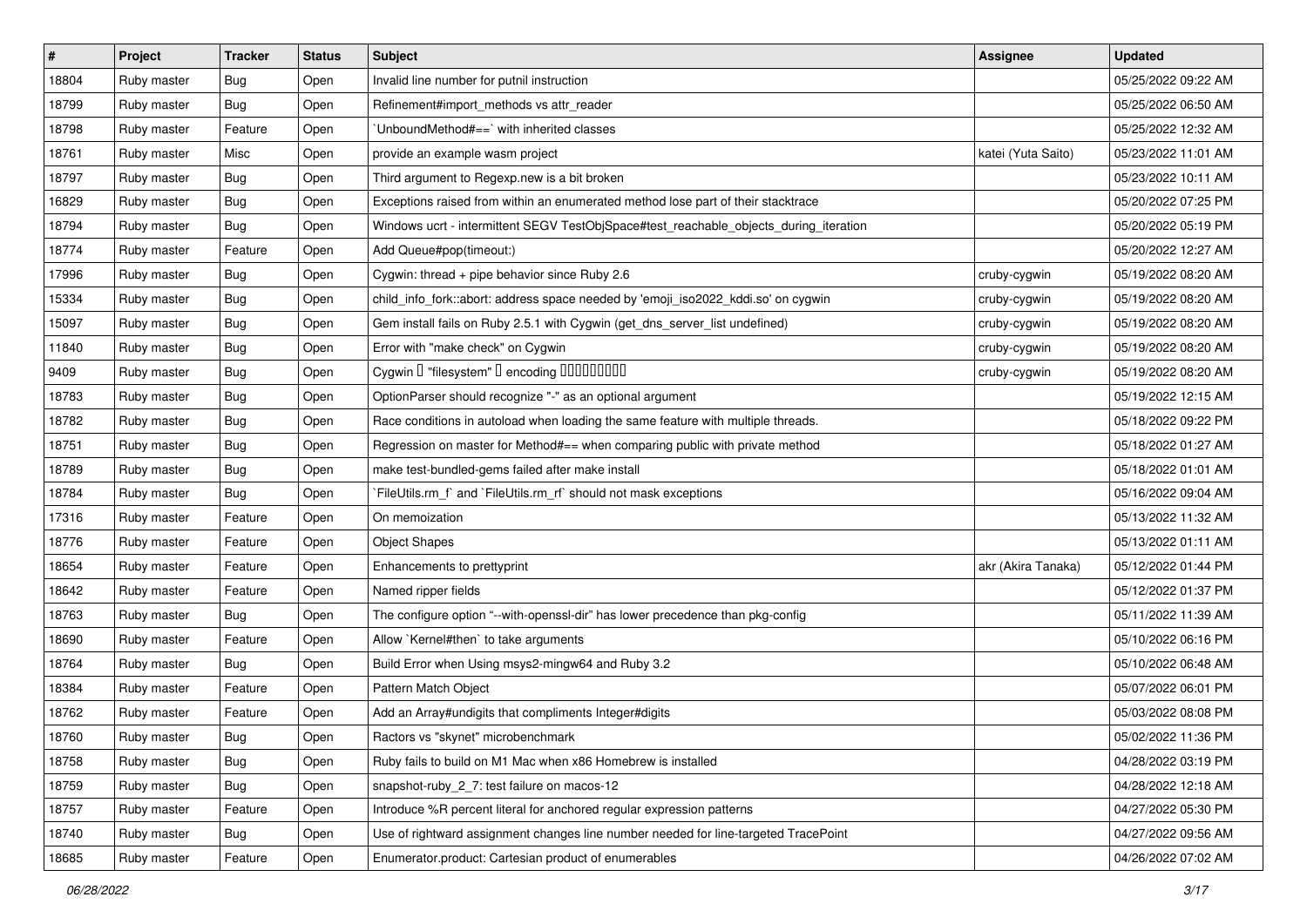| # | Project | Tracker | Status | Subject | Assignee | Updated |
|---|---|---|---|---|---|---|
| 18804 | Ruby master | Bug | Open | Invalid line number for putnil instruction | | 05/25/2022 09:22 AM |
| 18799 | Ruby master | Bug | Open | Refinement#import_methods vs attr_reader | | 05/25/2022 06:50 AM |
| 18798 | Ruby master | Feature | Open | `UnboundMethod#==` with inherited classes | | 05/25/2022 12:32 AM |
| 18761 | Ruby master | Misc | Open | provide an example wasm project | katei (Yuta Saito) | 05/23/2022 11:01 AM |
| 18797 | Ruby master | Bug | Open | Third argument to Regexp.new is a bit broken | | 05/23/2022 10:11 AM |
| 16829 | Ruby master | Bug | Open | Exceptions raised from within an enumerated method lose part of their stacktrace | | 05/20/2022 07:25 PM |
| 18794 | Ruby master | Bug | Open | Windows ucrt - intermittent SEGV TestObjSpace#test_reachable_objects_during_iteration | | 05/20/2022 05:19 PM |
| 18774 | Ruby master | Feature | Open | Add Queue#pop(timeout:) | | 05/20/2022 12:27 AM |
| 17996 | Ruby master | Bug | Open | Cygwin: thread + pipe behavior since Ruby 2.6 | cruby-cygwin | 05/19/2022 08:20 AM |
| 15334 | Ruby master | Bug | Open | child_info_fork::abort: address space needed by 'emoji_iso2022_kddi.so' on cygwin | cruby-cygwin | 05/19/2022 08:20 AM |
| 15097 | Ruby master | Bug | Open | Gem install fails on Ruby 2.5.1 with Cygwin (get_dns_server_list undefined) | cruby-cygwin | 05/19/2022 08:20 AM |
| 11840 | Ruby master | Bug | Open | Error with "make check" on Cygwin | cruby-cygwin | 05/19/2022 08:20 AM |
| 9409 | Ruby master | Bug | Open | Cygwin で "filesystem" の encoding を設定できない | cruby-cygwin | 05/19/2022 08:20 AM |
| 18783 | Ruby master | Bug | Open | OptionParser should recognize "-" as an optional argument | | 05/19/2022 12:15 AM |
| 18782 | Ruby master | Bug | Open | Race conditions in autoload when loading the same feature with multiple threads. | | 05/18/2022 09:22 PM |
| 18751 | Ruby master | Bug | Open | Regression on master for Method#== when comparing public with private method | | 05/18/2022 01:27 AM |
| 18789 | Ruby master | Bug | Open | make test-bundled-gems failed after make install | | 05/18/2022 01:01 AM |
| 18784 | Ruby master | Bug | Open | `FileUtils.rm_f` and `FileUtils.rm_rf` should not mask exceptions | | 05/16/2022 09:04 AM |
| 17316 | Ruby master | Feature | Open | On memoization | | 05/13/2022 11:32 AM |
| 18776 | Ruby master | Feature | Open | Object Shapes | | 05/13/2022 01:11 AM |
| 18654 | Ruby master | Feature | Open | Enhancements to prettyprint | akr (Akira Tanaka) | 05/12/2022 01:44 PM |
| 18642 | Ruby master | Feature | Open | Named ripper fields | | 05/12/2022 01:37 PM |
| 18763 | Ruby master | Bug | Open | The configure option "--with-openssl-dir" has lower precedence than pkg-config | | 05/11/2022 11:39 AM |
| 18690 | Ruby master | Feature | Open | Allow `Kernel#then` to take arguments | | 05/10/2022 06:16 PM |
| 18764 | Ruby master | Bug | Open | Build Error when Using msys2-mingw64 and Ruby 3.2 | | 05/10/2022 06:48 AM |
| 18384 | Ruby master | Feature | Open | Pattern Match Object | | 05/07/2022 06:01 PM |
| 18762 | Ruby master | Feature | Open | Add an Array#undigits that compliments Integer#digits | | 05/03/2022 08:08 PM |
| 18760 | Ruby master | Bug | Open | Ractors vs "skynet" microbenchmark | | 05/02/2022 11:36 PM |
| 18758 | Ruby master | Bug | Open | Ruby fails to build on M1 Mac when x86 Homebrew is installed | | 04/28/2022 03:19 PM |
| 18759 | Ruby master | Bug | Open | snapshot-ruby_2_7: test failure on macos-12 | | 04/28/2022 12:18 AM |
| 18757 | Ruby master | Feature | Open | Introduce %R percent literal for anchored regular expression patterns | | 04/27/2022 05:30 PM |
| 18740 | Ruby master | Bug | Open | Use of rightward assignment changes line number needed for line-targeted TracePoint | | 04/27/2022 09:56 AM |
| 18685 | Ruby master | Feature | Open | Enumerator.product: Cartesian product of enumerables | | 04/26/2022 07:02 AM |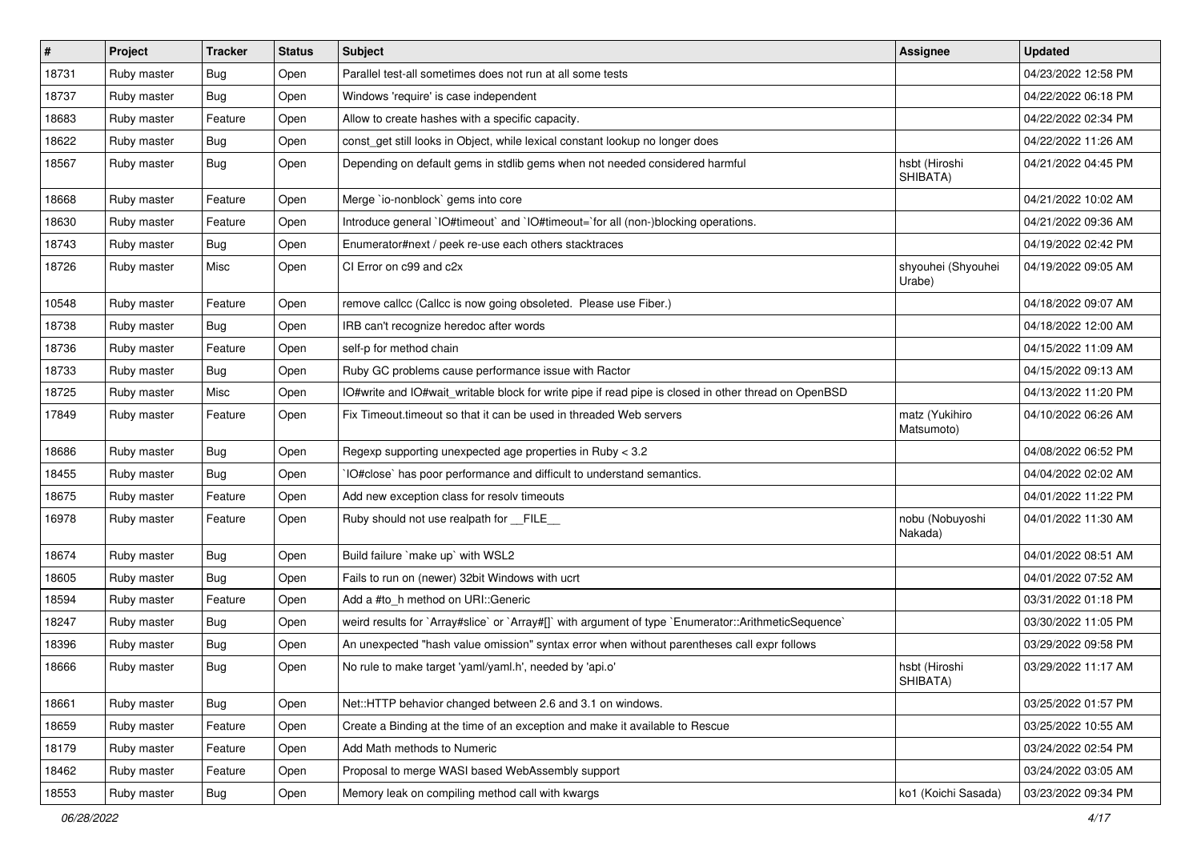| # | Project | Tracker | Status | Subject | Assignee | Updated |
|---|---|---|---|---|---|---|
| 18731 | Ruby master | Bug | Open | Parallel test-all sometimes does not run at all some tests | | 04/23/2022 12:58 PM |
| 18737 | Ruby master | Bug | Open | Windows 'require' is case independent | | 04/22/2022 06:18 PM |
| 18683 | Ruby master | Feature | Open | Allow to create hashes with a specific capacity. | | 04/22/2022 02:34 PM |
| 18622 | Ruby master | Bug | Open | const_get still looks in Object, while lexical constant lookup no longer does | | 04/22/2022 11:26 AM |
| 18567 | Ruby master | Bug | Open | Depending on default gems in stdlib gems when not needed considered harmful | hsbt (Hiroshi SHIBATA) | 04/21/2022 04:45 PM |
| 18668 | Ruby master | Feature | Open | Merge `io-nonblock` gems into core | | 04/21/2022 10:02 AM |
| 18630 | Ruby master | Feature | Open | Introduce general `IO#timeout` and `IO#timeout=`for all (non-)blocking operations. | | 04/21/2022 09:36 AM |
| 18743 | Ruby master | Bug | Open | Enumerator#next / peek re-use each others stacktraces | | 04/19/2022 02:42 PM |
| 18726 | Ruby master | Misc | Open | CI Error on c99 and c2x | shyouhei (Shyouhei Urabe) | 04/19/2022 09:05 AM |
| 10548 | Ruby master | Feature | Open | remove callcc (Callcc is now going obsoleted. Please use Fiber.) | | 04/18/2022 09:07 AM |
| 18738 | Ruby master | Bug | Open | IRB can't recognize heredoc after words | | 04/18/2022 12:00 AM |
| 18736 | Ruby master | Feature | Open | self-p for method chain | | 04/15/2022 11:09 AM |
| 18733 | Ruby master | Bug | Open | Ruby GC problems cause performance issue with Ractor | | 04/15/2022 09:13 AM |
| 18725 | Ruby master | Misc | Open | IO#write and IO#wait_writable block for write pipe if read pipe is closed in other thread on OpenBSD | | 04/13/2022 11:20 PM |
| 17849 | Ruby master | Feature | Open | Fix Timeout.timeout so that it can be used in threaded Web servers | matz (Yukihiro Matsumoto) | 04/10/2022 06:26 AM |
| 18686 | Ruby master | Bug | Open | Regexp supporting unexpected age properties in Ruby < 3.2 | | 04/08/2022 06:52 PM |
| 18455 | Ruby master | Bug | Open | `IO#close` has poor performance and difficult to understand semantics. | | 04/04/2022 02:02 AM |
| 18675 | Ruby master | Feature | Open | Add new exception class for resolv timeouts | | 04/01/2022 11:22 PM |
| 16978 | Ruby master | Feature | Open | Ruby should not use realpath for __FILE__ | nobu (Nobuyoshi Nakada) | 04/01/2022 11:30 AM |
| 18674 | Ruby master | Bug | Open | Build failure `make up` with WSL2 | | 04/01/2022 08:51 AM |
| 18605 | Ruby master | Bug | Open | Fails to run on (newer) 32bit Windows with ucrt | | 04/01/2022 07:52 AM |
| 18594 | Ruby master | Feature | Open | Add a #to_h method on URI::Generic | | 03/31/2022 01:18 PM |
| 18247 | Ruby master | Bug | Open | weird results for `Array#slice` or `Array#[]` with argument of type `Enumerator::ArithmeticSequence` | | 03/30/2022 11:05 PM |
| 18396 | Ruby master | Bug | Open | An unexpected "hash value omission" syntax error when without parentheses call expr follows | | 03/29/2022 09:58 PM |
| 18666 | Ruby master | Bug | Open | No rule to make target 'yaml/yaml.h', needed by 'api.o' | hsbt (Hiroshi SHIBATA) | 03/29/2022 11:17 AM |
| 18661 | Ruby master | Bug | Open | Net::HTTP behavior changed between 2.6 and 3.1 on windows. | | 03/25/2022 01:57 PM |
| 18659 | Ruby master | Feature | Open | Create a Binding at the time of an exception and make it available to Rescue | | 03/25/2022 10:55 AM |
| 18179 | Ruby master | Feature | Open | Add Math methods to Numeric | | 03/24/2022 02:54 PM |
| 18462 | Ruby master | Feature | Open | Proposal to merge WASI based WebAssembly support | | 03/24/2022 03:05 AM |
| 18553 | Ruby master | Bug | Open | Memory leak on compiling method call with kwargs | ko1 (Koichi Sasada) | 03/23/2022 09:34 PM |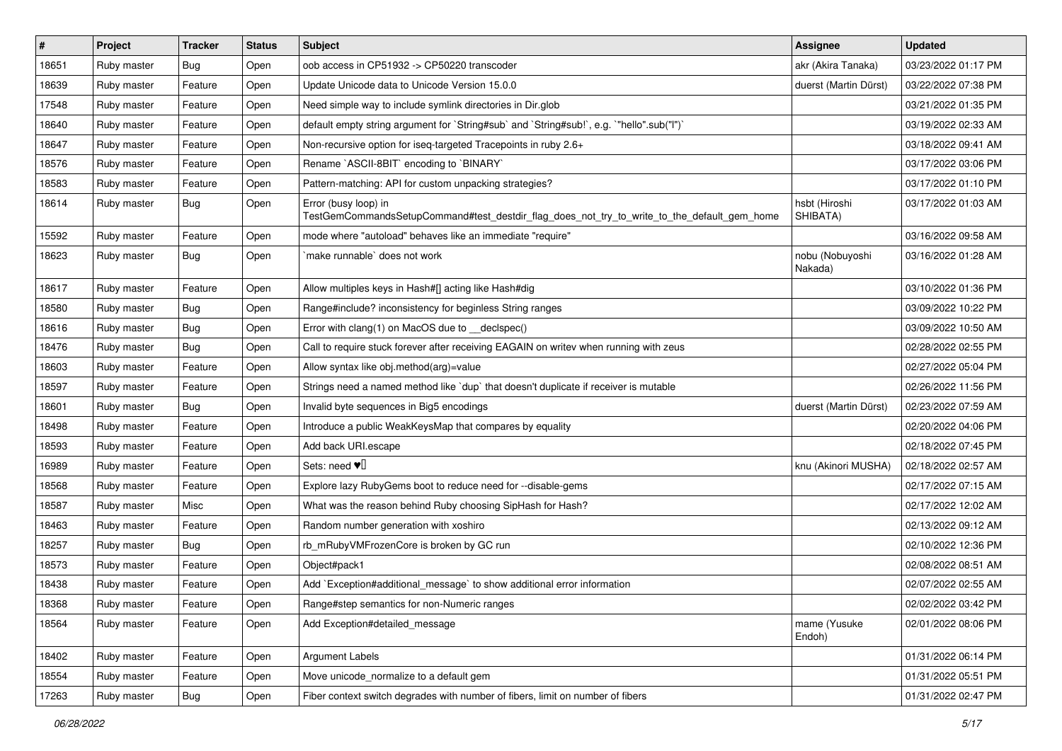| # | Project | Tracker | Status | Subject | Assignee | Updated |
|---|---|---|---|---|---|---|
| 18651 | Ruby master | Bug | Open | oob access in CP51932 -> CP50220 transcoder | akr (Akira Tanaka) | 03/23/2022 01:17 PM |
| 18639 | Ruby master | Feature | Open | Update Unicode data to Unicode Version 15.0.0 | duerst (Martin Dürst) | 03/22/2022 07:38 PM |
| 17548 | Ruby master | Feature | Open | Need simple way to include symlink directories in Dir.glob | | 03/21/2022 01:35 PM |
| 18640 | Ruby master | Feature | Open | default empty string argument for `String#sub` and `String#sub!`, e.g. `"hello".sub("l")` | | 03/19/2022 02:33 AM |
| 18647 | Ruby master | Feature | Open | Non-recursive option for iseq-targeted Tracepoints in ruby 2.6+ | | 03/18/2022 09:41 AM |
| 18576 | Ruby master | Feature | Open | Rename `ASCII-8BIT` encoding to `BINARY` | | 03/17/2022 03:06 PM |
| 18583 | Ruby master | Feature | Open | Pattern-matching: API for custom unpacking strategies? | | 03/17/2022 01:10 PM |
| 18614 | Ruby master | Bug | Open | Error (busy loop) in TestGemCommandsSetupCommand#test_destdir_flag_does_not_try_to_write_to_the_default_gem_home | hsbt (Hiroshi SHIBATA) | 03/17/2022 01:03 AM |
| 15592 | Ruby master | Feature | Open | mode where "autoload" behaves like an immediate "require" | | 03/16/2022 09:58 AM |
| 18623 | Ruby master | Bug | Open | `make runnable` does not work | nobu (Nobuyoshi Nakada) | 03/16/2022 01:28 AM |
| 18617 | Ruby master | Feature | Open | Allow multiples keys in Hash#[] acting like Hash#dig | | 03/10/2022 01:36 PM |
| 18580 | Ruby master | Bug | Open | Range#include? inconsistency for beginless String ranges | | 03/09/2022 10:22 PM |
| 18616 | Ruby master | Bug | Open | Error with clang(1) on MacOS due to __declspec() | | 03/09/2022 10:50 AM |
| 18476 | Ruby master | Bug | Open | Call to require stuck forever after receiving EAGAIN on writev when running with zeus | | 02/28/2022 02:55 PM |
| 18603 | Ruby master | Feature | Open | Allow syntax like obj.method(arg)=value | | 02/27/2022 05:04 PM |
| 18597 | Ruby master | Feature | Open | Strings need a named method like `dup` that doesn't duplicate if receiver is mutable | | 02/26/2022 11:56 PM |
| 18601 | Ruby master | Bug | Open | Invalid byte sequences in Big5 encodings | duerst (Martin Dürst) | 02/23/2022 07:59 AM |
| 18498 | Ruby master | Feature | Open | Introduce a public WeakKeysMap that compares by equality | | 02/20/2022 04:06 PM |
| 18593 | Ruby master | Feature | Open | Add back URI.escape | | 02/18/2022 07:45 PM |
| 16989 | Ruby master | Feature | Open | Sets: need ♥️ | knu (Akinori MUSHA) | 02/18/2022 02:57 AM |
| 18568 | Ruby master | Feature | Open | Explore lazy RubyGems boot to reduce need for --disable-gems | | 02/17/2022 07:15 AM |
| 18587 | Ruby master | Misc | Open | What was the reason behind Ruby choosing SipHash for Hash? | | 02/17/2022 12:02 AM |
| 18463 | Ruby master | Feature | Open | Random number generation with xoshiro | | 02/13/2022 09:12 AM |
| 18257 | Ruby master | Bug | Open | rb_mRubyVMFrozenCore is broken by GC run | | 02/10/2022 12:36 PM |
| 18573 | Ruby master | Feature | Open | Object#pack1 | | 02/08/2022 08:51 AM |
| 18438 | Ruby master | Feature | Open | Add `Exception#additional_message` to show additional error information | | 02/07/2022 02:55 AM |
| 18368 | Ruby master | Feature | Open | Range#step semantics for non-Numeric ranges | | 02/02/2022 03:42 PM |
| 18564 | Ruby master | Feature | Open | Add Exception#detailed_message | mame (Yusuke Endoh) | 02/01/2022 08:06 PM |
| 18402 | Ruby master | Feature | Open | Argument Labels | | 01/31/2022 06:14 PM |
| 18554 | Ruby master | Feature | Open | Move unicode_normalize to a default gem | | 01/31/2022 05:51 PM |
| 17263 | Ruby master | Bug | Open | Fiber context switch degrades with number of fibers, limit on number of fibers | | 01/31/2022 02:47 PM |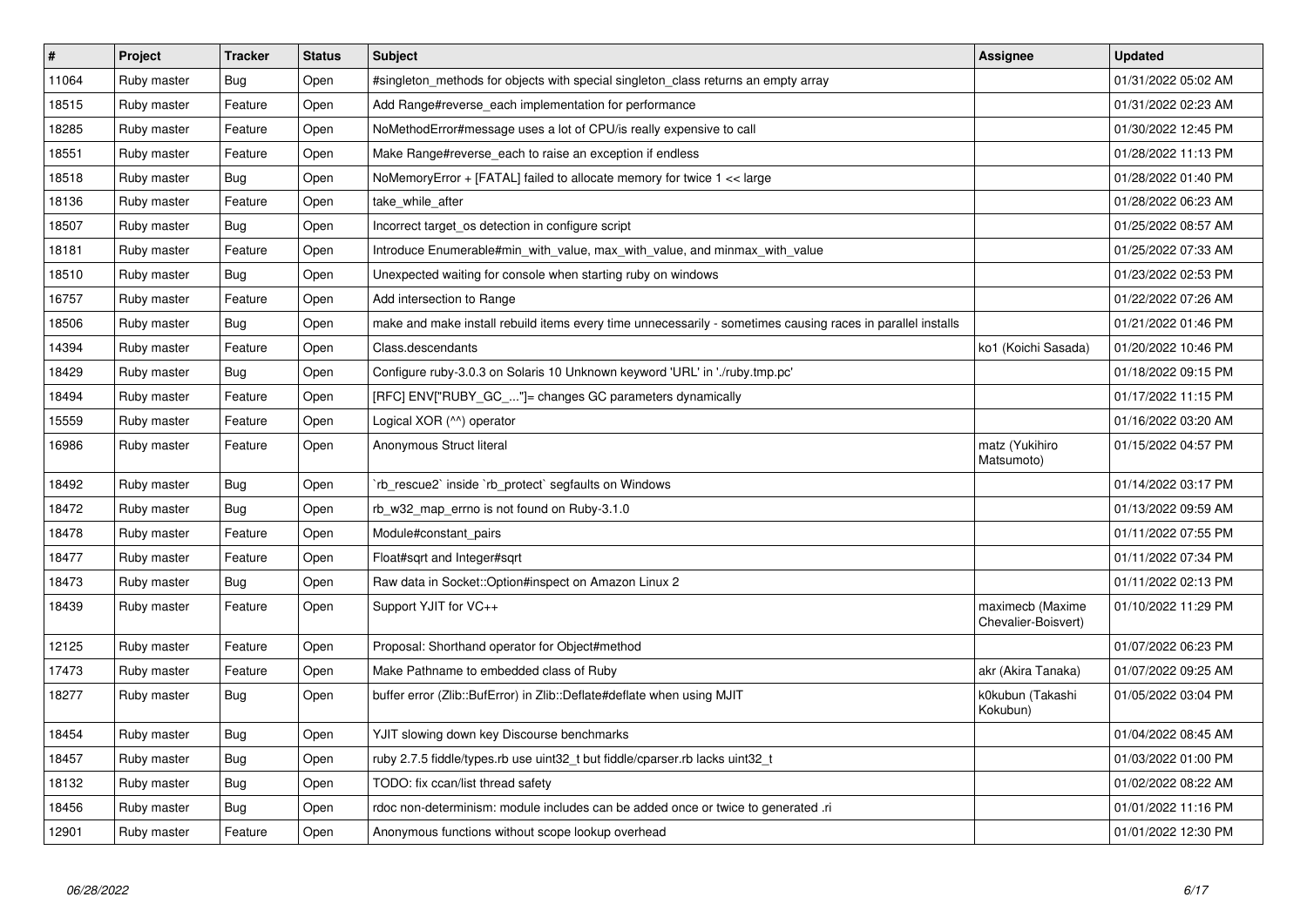| # | Project | Tracker | Status | Subject | Assignee | Updated |
|---|---|---|---|---|---|---|
| 11064 | Ruby master | Bug | Open | #singleton_methods for objects with special singleton_class returns an empty array | | 01/31/2022 05:02 AM |
| 18515 | Ruby master | Feature | Open | Add Range#reverse_each implementation for performance | | 01/31/2022 02:23 AM |
| 18285 | Ruby master | Feature | Open | NoMethodError#message uses a lot of CPU/is really expensive to call | | 01/30/2022 12:45 PM |
| 18551 | Ruby master | Feature | Open | Make Range#reverse_each to raise an exception if endless | | 01/28/2022 11:13 PM |
| 18518 | Ruby master | Bug | Open | NoMemoryError + [FATAL] failed to allocate memory for twice 1 << large | | 01/28/2022 01:40 PM |
| 18136 | Ruby master | Feature | Open | take_while_after | | 01/28/2022 06:23 AM |
| 18507 | Ruby master | Bug | Open | Incorrect target_os detection in configure script | | 01/25/2022 08:57 AM |
| 18181 | Ruby master | Feature | Open | Introduce Enumerable#min_with_value, max_with_value, and minmax_with_value | | 01/25/2022 07:33 AM |
| 18510 | Ruby master | Bug | Open | Unexpected waiting for console when starting ruby on windows | | 01/23/2022 02:53 PM |
| 16757 | Ruby master | Feature | Open | Add intersection to Range | | 01/22/2022 07:26 AM |
| 18506 | Ruby master | Bug | Open | make and make install rebuild items every time unnecessarily - sometimes causing races in parallel installs | | 01/21/2022 01:46 PM |
| 14394 | Ruby master | Feature | Open | Class.descendants | ko1 (Koichi Sasada) | 01/20/2022 10:46 PM |
| 18429 | Ruby master | Bug | Open | Configure ruby-3.0.3 on Solaris 10 Unknown keyword 'URL' in './ruby.tmp.pc' | | 01/18/2022 09:15 PM |
| 18494 | Ruby master | Feature | Open | [RFC] ENV["RUBY_GC_..."]= changes GC parameters dynamically | | 01/17/2022 11:15 PM |
| 15559 | Ruby master | Feature | Open | Logical XOR (^^) operator | | 01/16/2022 03:20 AM |
| 16986 | Ruby master | Feature | Open | Anonymous Struct literal | matz (Yukihiro Matsumoto) | 01/15/2022 04:57 PM |
| 18492 | Ruby master | Bug | Open | `rb_rescue2` inside `rb_protect` segfaults on Windows | | 01/14/2022 03:17 PM |
| 18472 | Ruby master | Bug | Open | rb_w32_map_errno is not found on Ruby-3.1.0 | | 01/13/2022 09:59 AM |
| 18478 | Ruby master | Feature | Open | Module#constant_pairs | | 01/11/2022 07:55 PM |
| 18477 | Ruby master | Feature | Open | Float#sqrt and Integer#sqrt | | 01/11/2022 07:34 PM |
| 18473 | Ruby master | Bug | Open | Raw data in Socket::Option#inspect on Amazon Linux 2 | | 01/11/2022 02:13 PM |
| 18439 | Ruby master | Feature | Open | Support YJIT for VC++ | maximecb (Maxime Chevalier-Boisvert) | 01/10/2022 11:29 PM |
| 12125 | Ruby master | Feature | Open | Proposal: Shorthand operator for Object#method | | 01/07/2022 06:23 PM |
| 17473 | Ruby master | Feature | Open | Make Pathname to embedded class of Ruby | akr (Akira Tanaka) | 01/07/2022 09:25 AM |
| 18277 | Ruby master | Bug | Open | buffer error (Zlib::BufError) in Zlib::Deflate#deflate when using MJIT | k0kubun (Takashi Kokubun) | 01/05/2022 03:04 PM |
| 18454 | Ruby master | Bug | Open | YJIT slowing down key Discourse benchmarks | | 01/04/2022 08:45 AM |
| 18457 | Ruby master | Bug | Open | ruby 2.7.5 fiddle/types.rb use uint32_t but fiddle/cparser.rb lacks uint32_t | | 01/03/2022 01:00 PM |
| 18132 | Ruby master | Bug | Open | TODO: fix ccan/list thread safety | | 01/02/2022 08:22 AM |
| 18456 | Ruby master | Bug | Open | rdoc non-determinism: module includes can be added once or twice to generated .ri | | 01/01/2022 11:16 PM |
| 12901 | Ruby master | Feature | Open | Anonymous functions without scope lookup overhead | | 01/01/2022 12:30 PM |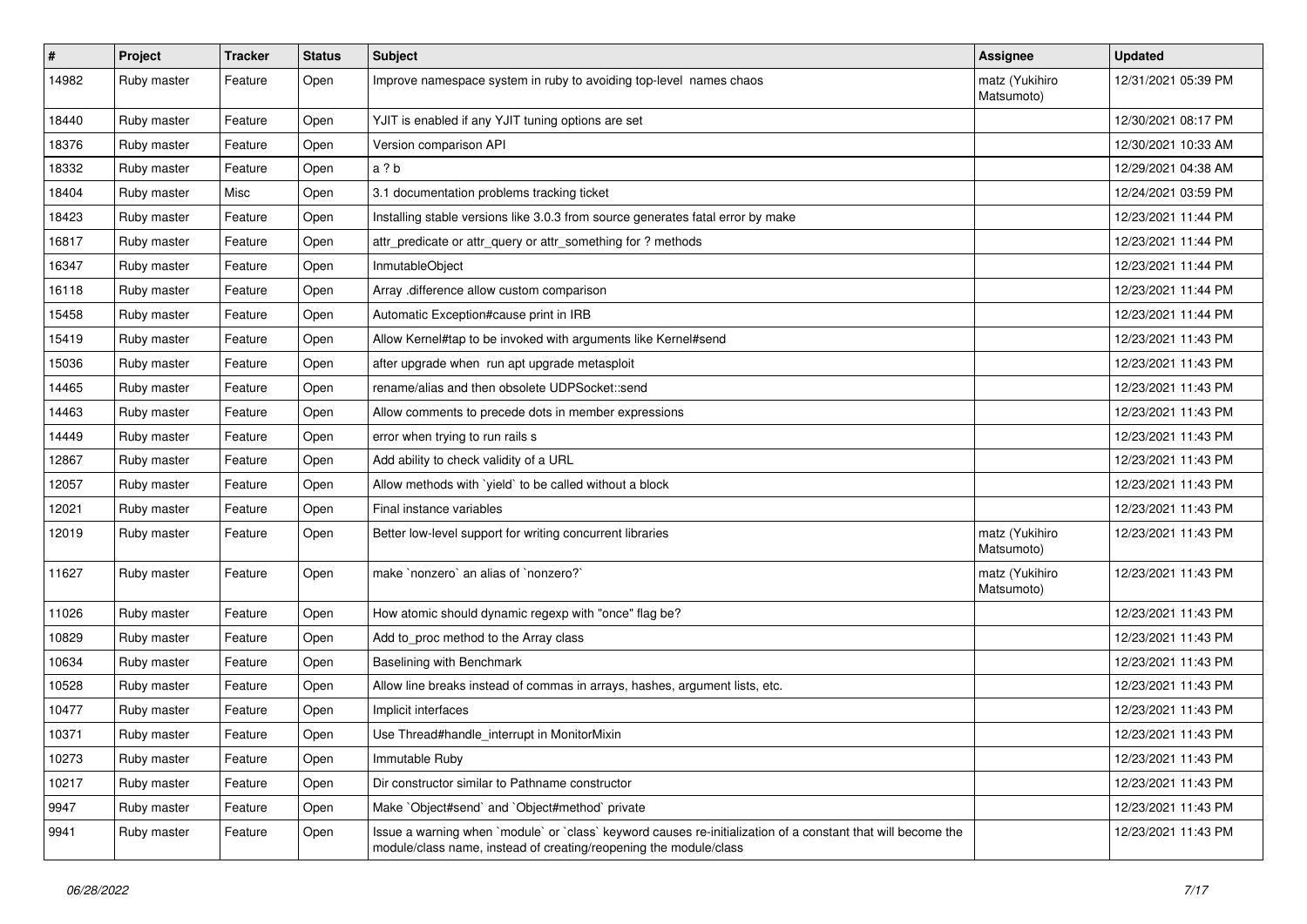| # | Project | Tracker | Status | Subject | Assignee | Updated |
|---|---|---|---|---|---|---|
| 14982 | Ruby master | Feature | Open | Improve namespace system in ruby to avoiding top-level names chaos | matz (Yukihiro Matsumoto) | 12/31/2021 05:39 PM |
| 18440 | Ruby master | Feature | Open | YJIT is enabled if any YJIT tuning options are set | | 12/30/2021 08:17 PM |
| 18376 | Ruby master | Feature | Open | Version comparison API | | 12/30/2021 10:33 AM |
| 18332 | Ruby master | Feature | Open | a ? b | | 12/29/2021 04:38 AM |
| 18404 | Ruby master | Misc | Open | 3.1 documentation problems tracking ticket | | 12/24/2021 03:59 PM |
| 18423 | Ruby master | Feature | Open | Installing stable versions like 3.0.3 from source generates fatal error by make | | 12/23/2021 11:44 PM |
| 16817 | Ruby master | Feature | Open | attr_predicate or attr_query or attr_something for ? methods | | 12/23/2021 11:44 PM |
| 16347 | Ruby master | Feature | Open | InmutableObject | | 12/23/2021 11:44 PM |
| 16118 | Ruby master | Feature | Open | Array .difference allow custom comparison | | 12/23/2021 11:44 PM |
| 15458 | Ruby master | Feature | Open | Automatic Exception#cause print in IRB | | 12/23/2021 11:44 PM |
| 15419 | Ruby master | Feature | Open | Allow Kernel#tap to be invoked with arguments like Kernel#send | | 12/23/2021 11:43 PM |
| 15036 | Ruby master | Feature | Open | after upgrade when run apt upgrade metasploit | | 12/23/2021 11:43 PM |
| 14465 | Ruby master | Feature | Open | rename/alias and then obsolete UDPSocket::send | | 12/23/2021 11:43 PM |
| 14463 | Ruby master | Feature | Open | Allow comments to precede dots in member expressions | | 12/23/2021 11:43 PM |
| 14449 | Ruby master | Feature | Open | error when trying to run rails s | | 12/23/2021 11:43 PM |
| 12867 | Ruby master | Feature | Open | Add ability to check validity of a URL | | 12/23/2021 11:43 PM |
| 12057 | Ruby master | Feature | Open | Allow methods with `yield` to be called without a block | | 12/23/2021 11:43 PM |
| 12021 | Ruby master | Feature | Open | Final instance variables | | 12/23/2021 11:43 PM |
| 12019 | Ruby master | Feature | Open | Better low-level support for writing concurrent libraries | matz (Yukihiro Matsumoto) | 12/23/2021 11:43 PM |
| 11627 | Ruby master | Feature | Open | make `nonzero` an alias of `nonzero?` | matz (Yukihiro Matsumoto) | 12/23/2021 11:43 PM |
| 11026 | Ruby master | Feature | Open | How atomic should dynamic regexp with "once" flag be? | | 12/23/2021 11:43 PM |
| 10829 | Ruby master | Feature | Open | Add to_proc method to the Array class | | 12/23/2021 11:43 PM |
| 10634 | Ruby master | Feature | Open | Baselining with Benchmark | | 12/23/2021 11:43 PM |
| 10528 | Ruby master | Feature | Open | Allow line breaks instead of commas in arrays, hashes, argument lists, etc. | | 12/23/2021 11:43 PM |
| 10477 | Ruby master | Feature | Open | Implicit interfaces | | 12/23/2021 11:43 PM |
| 10371 | Ruby master | Feature | Open | Use Thread#handle_interrupt in MonitorMixin | | 12/23/2021 11:43 PM |
| 10273 | Ruby master | Feature | Open | Immutable Ruby | | 12/23/2021 11:43 PM |
| 10217 | Ruby master | Feature | Open | Dir constructor similar to Pathname constructor | | 12/23/2021 11:43 PM |
| 9947 | Ruby master | Feature | Open | Make `Object#send` and `Object#method` private | | 12/23/2021 11:43 PM |
| 9941 | Ruby master | Feature | Open | Issue a warning when `module` or `class` keyword causes re-initialization of a constant that will become the module/class name, instead of creating/reopening the module/class | | 12/23/2021 11:43 PM |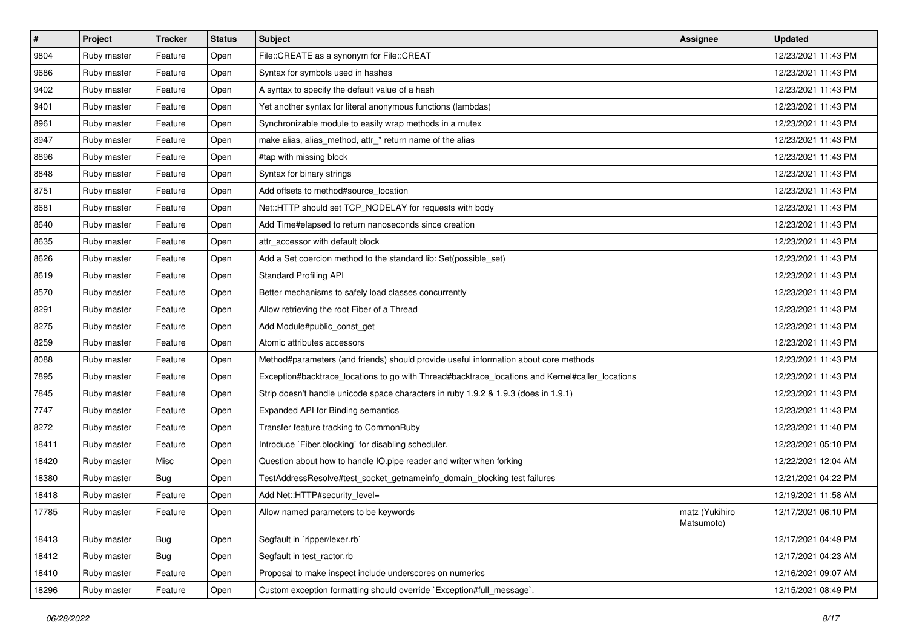| # | Project | Tracker | Status | Subject | Assignee | Updated |
|---|---|---|---|---|---|---|
| 9804 | Ruby master | Feature | Open | File::CREATE as a synonym for File::CREAT | | 12/23/2021 11:43 PM |
| 9686 | Ruby master | Feature | Open | Syntax for symbols used in hashes | | 12/23/2021 11:43 PM |
| 9402 | Ruby master | Feature | Open | A syntax to specify the default value of a hash | | 12/23/2021 11:43 PM |
| 9401 | Ruby master | Feature | Open | Yet another syntax for literal anonymous functions (lambdas) | | 12/23/2021 11:43 PM |
| 8961 | Ruby master | Feature | Open | Synchronizable module to easily wrap methods in a mutex | | 12/23/2021 11:43 PM |
| 8947 | Ruby master | Feature | Open | make alias, alias_method, attr_* return name of the alias | | 12/23/2021 11:43 PM |
| 8896 | Ruby master | Feature | Open | #tap with missing block | | 12/23/2021 11:43 PM |
| 8848 | Ruby master | Feature | Open | Syntax for binary strings | | 12/23/2021 11:43 PM |
| 8751 | Ruby master | Feature | Open | Add offsets to method#source_location | | 12/23/2021 11:43 PM |
| 8681 | Ruby master | Feature | Open | Net::HTTP should set TCP_NODELAY for requests with body | | 12/23/2021 11:43 PM |
| 8640 | Ruby master | Feature | Open | Add Time#elapsed to return nanoseconds since creation | | 12/23/2021 11:43 PM |
| 8635 | Ruby master | Feature | Open | attr_accessor with default block | | 12/23/2021 11:43 PM |
| 8626 | Ruby master | Feature | Open | Add a Set coercion method to the standard lib: Set(possible_set) | | 12/23/2021 11:43 PM |
| 8619 | Ruby master | Feature | Open | Standard Profiling API | | 12/23/2021 11:43 PM |
| 8570 | Ruby master | Feature | Open | Better mechanisms to safely load classes concurrently | | 12/23/2021 11:43 PM |
| 8291 | Ruby master | Feature | Open | Allow retrieving the root Fiber of a Thread | | 12/23/2021 11:43 PM |
| 8275 | Ruby master | Feature | Open | Add Module#public_const_get | | 12/23/2021 11:43 PM |
| 8259 | Ruby master | Feature | Open | Atomic attributes accessors | | 12/23/2021 11:43 PM |
| 8088 | Ruby master | Feature | Open | Method#parameters (and friends) should provide useful information about core methods | | 12/23/2021 11:43 PM |
| 7895 | Ruby master | Feature | Open | Exception#backtrace_locations to go with Thread#backtrace_locations and Kernel#caller_locations | | 12/23/2021 11:43 PM |
| 7845 | Ruby master | Feature | Open | Strip doesn't handle unicode space characters in ruby 1.9.2 & 1.9.3 (does in 1.9.1) | | 12/23/2021 11:43 PM |
| 7747 | Ruby master | Feature | Open | Expanded API for Binding semantics | | 12/23/2021 11:43 PM |
| 8272 | Ruby master | Feature | Open | Transfer feature tracking to CommonRuby | | 12/23/2021 11:40 PM |
| 18411 | Ruby master | Feature | Open | Introduce `Fiber.blocking` for disabling scheduler. | | 12/23/2021 05:10 PM |
| 18420 | Ruby master | Misc | Open | Question about how to handle IO.pipe reader and writer when forking | | 12/22/2021 12:04 AM |
| 18380 | Ruby master | Bug | Open | TestAddressResolve#test_socket_getnameinfo_domain_blocking test failures | | 12/21/2021 04:22 PM |
| 18418 | Ruby master | Feature | Open | Add Net::HTTP#security_level= | | 12/19/2021 11:58 AM |
| 17785 | Ruby master | Feature | Open | Allow named parameters to be keywords | matz (Yukihiro Matsumoto) | 12/17/2021 06:10 PM |
| 18413 | Ruby master | Bug | Open | Segfault in `ripper/lexer.rb` | | 12/17/2021 04:49 PM |
| 18412 | Ruby master | Bug | Open | Segfault in test_ractor.rb | | 12/17/2021 04:23 AM |
| 18410 | Ruby master | Feature | Open | Proposal to make inspect include underscores on numerics | | 12/16/2021 09:07 AM |
| 18296 | Ruby master | Feature | Open | Custom exception formatting should override `Exception#full_message`. | | 12/15/2021 08:49 PM |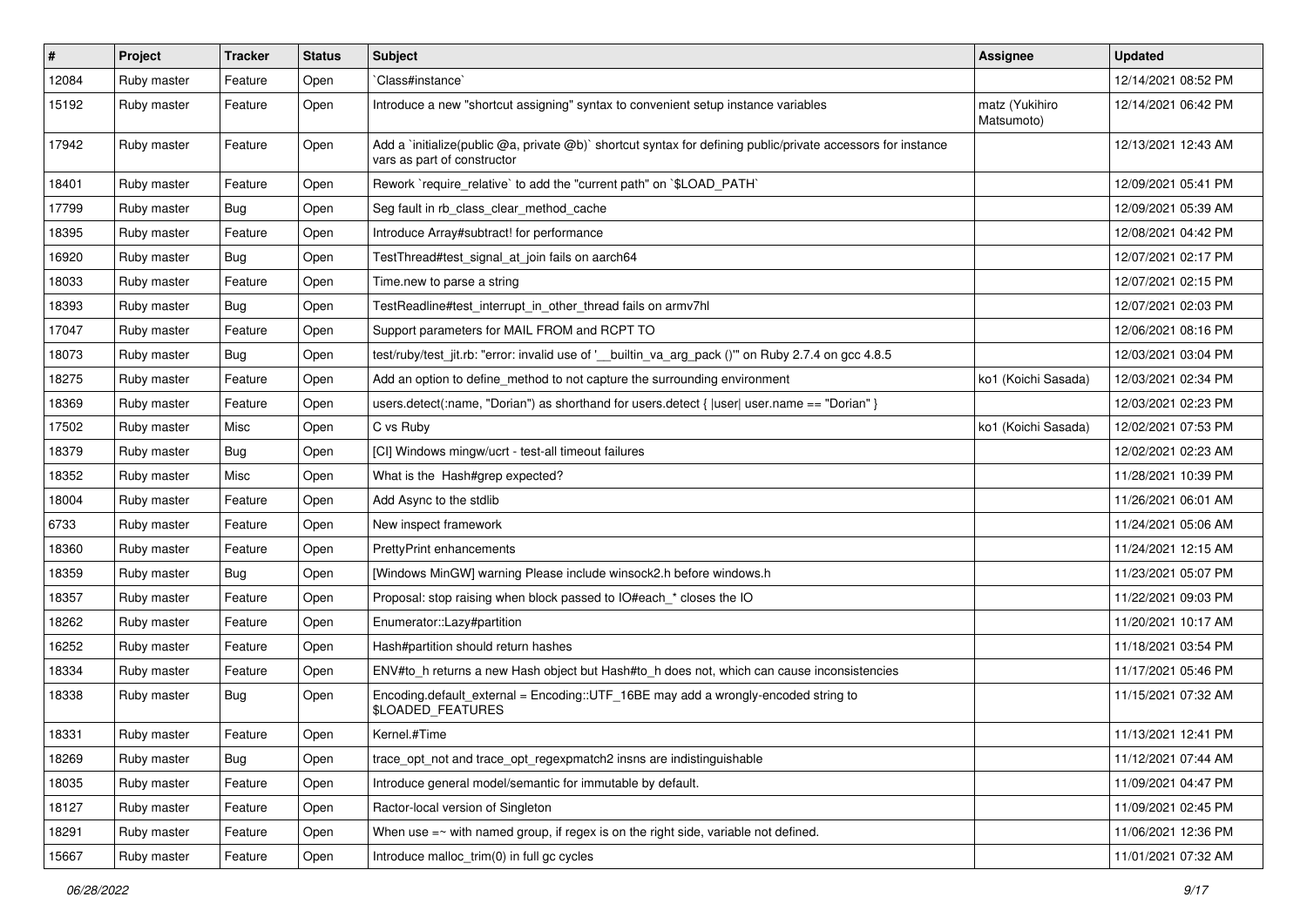| # | Project | Tracker | Status | Subject | Assignee | Updated |
| --- | --- | --- | --- | --- | --- | --- |
| 12084 | Ruby master | Feature | Open | `Class#instance` | | 12/14/2021 08:52 PM |
| 15192 | Ruby master | Feature | Open | Introduce a new "shortcut assigning" syntax to convenient setup instance variables | matz (Yukihiro Matsumoto) | 12/14/2021 06:42 PM |
| 17942 | Ruby master | Feature | Open | Add a `initialize(public @a, private @b)` shortcut syntax for defining public/private accessors for instance vars as part of constructor | | 12/13/2021 12:43 AM |
| 18401 | Ruby master | Feature | Open | Rework `require_relative` to add the "current path" on `$LOAD_PATH` | | 12/09/2021 05:41 PM |
| 17799 | Ruby master | Bug | Open | Seg fault in rb_class_clear_method_cache | | 12/09/2021 05:39 AM |
| 18395 | Ruby master | Feature | Open | Introduce Array#subtract! for performance | | 12/08/2021 04:42 PM |
| 16920 | Ruby master | Bug | Open | TestThread#test_signal_at_join fails on aarch64 | | 12/07/2021 02:17 PM |
| 18033 | Ruby master | Feature | Open | Time.new to parse a string | | 12/07/2021 02:15 PM |
| 18393 | Ruby master | Bug | Open | TestReadline#test_interrupt_in_other_thread fails on armv7hl | | 12/07/2021 02:03 PM |
| 17047 | Ruby master | Feature | Open | Support parameters for MAIL FROM and RCPT TO | | 12/06/2021 08:16 PM |
| 18073 | Ruby master | Bug | Open | test/ruby/test_jit.rb: "error: invalid use of '__builtin_va_arg_pack ()'" on Ruby 2.7.4 on gcc 4.8.5 | | 12/03/2021 03:04 PM |
| 18275 | Ruby master | Feature | Open | Add an option to define_method to not capture the surrounding environment | ko1 (Koichi Sasada) | 12/03/2021 02:34 PM |
| 18369 | Ruby master | Feature | Open | users.detect(:name, "Dorian") as shorthand for users.detect { \|user\| user.name == "Dorian" } | | 12/03/2021 02:23 PM |
| 17502 | Ruby master | Misc | Open | C vs Ruby | ko1 (Koichi Sasada) | 12/02/2021 07:53 PM |
| 18379 | Ruby master | Bug | Open | [CI] Windows mingw/ucrt - test-all timeout failures | | 12/02/2021 02:23 AM |
| 18352 | Ruby master | Misc | Open | What is the Hash#grep expected? | | 11/28/2021 10:39 PM |
| 18004 | Ruby master | Feature | Open | Add Async to the stdlib | | 11/26/2021 06:01 AM |
| 6733 | Ruby master | Feature | Open | New inspect framework | | 11/24/2021 05:06 AM |
| 18360 | Ruby master | Feature | Open | PrettyPrint enhancements | | 11/24/2021 12:15 AM |
| 18359 | Ruby master | Bug | Open | [Windows MinGW] warning Please include winsock2.h before windows.h | | 11/23/2021 05:07 PM |
| 18357 | Ruby master | Feature | Open | Proposal: stop raising when block passed to IO#each_* closes the IO | | 11/22/2021 09:03 PM |
| 18262 | Ruby master | Feature | Open | Enumerator::Lazy#partition | | 11/20/2021 10:17 AM |
| 16252 | Ruby master | Feature | Open | Hash#partition should return hashes | | 11/18/2021 03:54 PM |
| 18334 | Ruby master | Feature | Open | ENV#to_h returns a new Hash object but Hash#to_h does not, which can cause inconsistencies | | 11/17/2021 05:46 PM |
| 18338 | Ruby master | Bug | Open | Encoding.default_external = Encoding::UTF_16BE may add a wrongly-encoded string to $LOADED_FEATURES | | 11/15/2021 07:32 AM |
| 18331 | Ruby master | Feature | Open | Kernel.#Time | | 11/13/2021 12:41 PM |
| 18269 | Ruby master | Bug | Open | trace_opt_not and trace_opt_regexpmatch2 insns are indistinguishable | | 11/12/2021 07:44 AM |
| 18035 | Ruby master | Feature | Open | Introduce general model/semantic for immutable by default. | | 11/09/2021 04:47 PM |
| 18127 | Ruby master | Feature | Open | Ractor-local version of Singleton | | 11/09/2021 02:45 PM |
| 18291 | Ruby master | Feature | Open | When use =~ with named group, if regex is on the right side, variable not defined. | | 11/06/2021 12:36 PM |
| 15667 | Ruby master | Feature | Open | Introduce malloc_trim(0) in full gc cycles | | 11/01/2021 07:32 AM |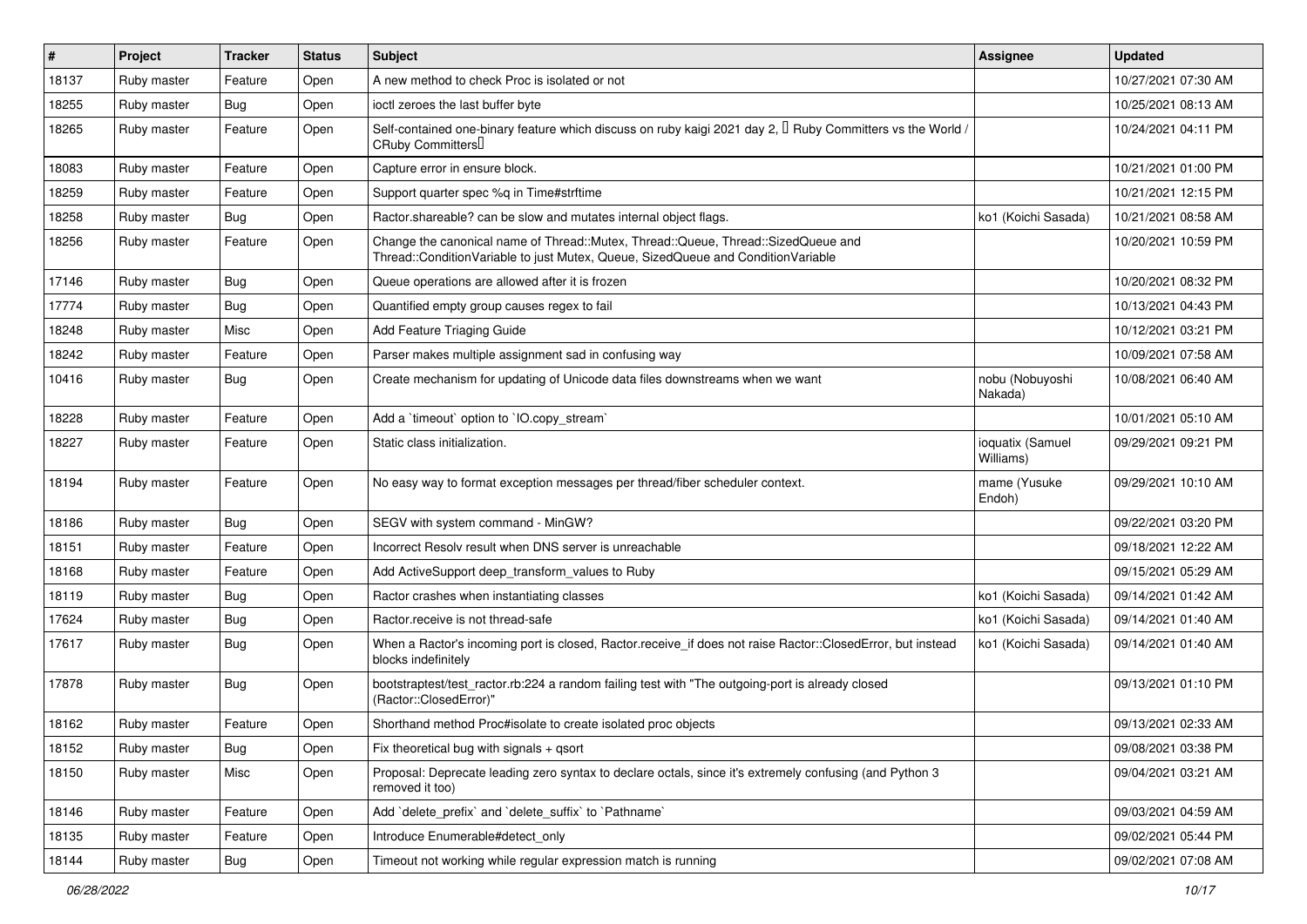| # | Project | Tracker | Status | Subject | Assignee | Updated |
| --- | --- | --- | --- | --- | --- | --- |
| 18137 | Ruby master | Feature | Open | A new method to check Proc is isolated or not | | 10/27/2021 07:30 AM |
| 18255 | Ruby master | Bug | Open | ioctl zeroes the last buffer byte | | 10/25/2021 08:13 AM |
| 18265 | Ruby master | Feature | Open | Self-contained one-binary feature which discuss on ruby kaigi 2021 day 2, 「Ruby Committers vs the World / CRuby Committers」 | | 10/24/2021 04:11 PM |
| 18083 | Ruby master | Feature | Open | Capture error in ensure block. | | 10/21/2021 01:00 PM |
| 18259 | Ruby master | Feature | Open | Support quarter spec %q in Time#strftime | | 10/21/2021 12:15 PM |
| 18258 | Ruby master | Bug | Open | Ractor.shareable? can be slow and mutates internal object flags. | ko1 (Koichi Sasada) | 10/21/2021 08:58 AM |
| 18256 | Ruby master | Feature | Open | Change the canonical name of Thread::Mutex, Thread::Queue, Thread::SizedQueue and Thread::ConditionVariable to just Mutex, Queue, SizedQueue and ConditionVariable | | 10/20/2021 10:59 PM |
| 17146 | Ruby master | Bug | Open | Queue operations are allowed after it is frozen | | 10/20/2021 08:32 PM |
| 17774 | Ruby master | Bug | Open | Quantified empty group causes regex to fail | | 10/13/2021 04:43 PM |
| 18248 | Ruby master | Misc | Open | Add Feature Triaging Guide | | 10/12/2021 03:21 PM |
| 18242 | Ruby master | Feature | Open | Parser makes multiple assignment sad in confusing way | | 10/09/2021 07:58 AM |
| 10416 | Ruby master | Bug | Open | Create mechanism for updating of Unicode data files downstreams when we want | nobu (Nobuyoshi Nakada) | 10/08/2021 06:40 AM |
| 18228 | Ruby master | Feature | Open | Add a `timeout` option to `IO.copy_stream` | | 10/01/2021 05:10 AM |
| 18227 | Ruby master | Feature | Open | Static class initialization. | ioquatix (Samuel Williams) | 09/29/2021 09:21 PM |
| 18194 | Ruby master | Feature | Open | No easy way to format exception messages per thread/fiber scheduler context. | mame (Yusuke Endoh) | 09/29/2021 10:10 AM |
| 18186 | Ruby master | Bug | Open | SEGV with system command - MinGW? | | 09/22/2021 03:20 PM |
| 18151 | Ruby master | Feature | Open | Incorrect Resolv result when DNS server is unreachable | | 09/18/2021 12:22 AM |
| 18168 | Ruby master | Feature | Open | Add ActiveSupport deep_transform_values to Ruby | | 09/15/2021 05:29 AM |
| 18119 | Ruby master | Bug | Open | Ractor crashes when instantiating classes | ko1 (Koichi Sasada) | 09/14/2021 01:42 AM |
| 17624 | Ruby master | Bug | Open | Ractor.receive is not thread-safe | ko1 (Koichi Sasada) | 09/14/2021 01:40 AM |
| 17617 | Ruby master | Bug | Open | When a Ractor's incoming port is closed, Ractor.receive_if does not raise Ractor::ClosedError, but instead blocks indefinitely | ko1 (Koichi Sasada) | 09/14/2021 01:40 AM |
| 17878 | Ruby master | Bug | Open | bootstraptest/test_ractor.rb:224 a random failing test with "The outgoing-port is already closed (Ractor::ClosedError)" | | 09/13/2021 01:10 PM |
| 18162 | Ruby master | Feature | Open | Shorthand method Proc#isolate to create isolated proc objects | | 09/13/2021 02:33 AM |
| 18152 | Ruby master | Bug | Open | Fix theoretical bug with signals + qsort | | 09/08/2021 03:38 PM |
| 18150 | Ruby master | Misc | Open | Proposal: Deprecate leading zero syntax to declare octals, since it's extremely confusing (and Python 3 removed it too) | | 09/04/2021 03:21 AM |
| 18146 | Ruby master | Feature | Open | Add `delete_prefix` and `delete_suffix` to `Pathname` | | 09/03/2021 04:59 AM |
| 18135 | Ruby master | Feature | Open | Introduce Enumerable#detect_only | | 09/02/2021 05:44 PM |
| 18144 | Ruby master | Bug | Open | Timeout not working while regular expression match is running | | 09/02/2021 07:08 AM |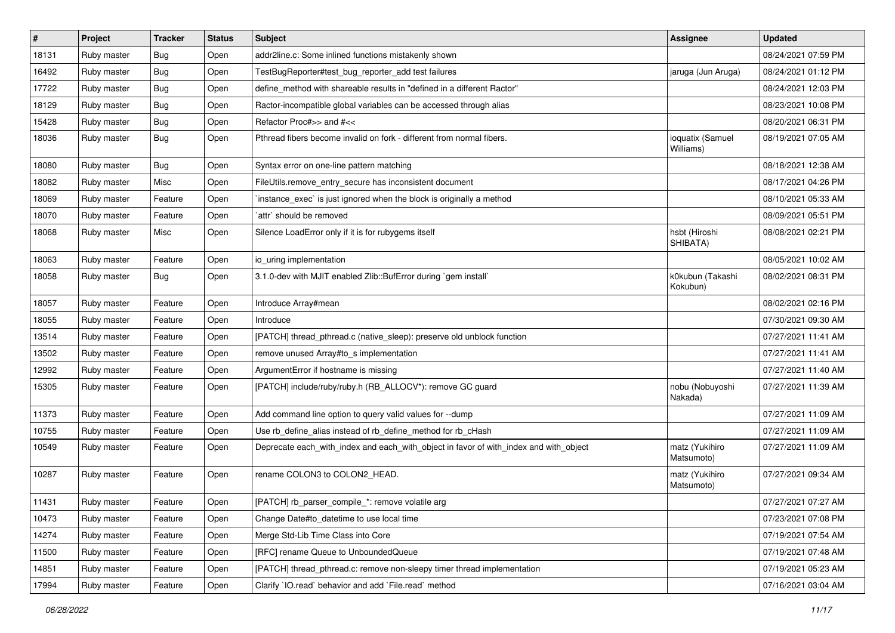| # | Project | Tracker | Status | Subject | Assignee | Updated |
| --- | --- | --- | --- | --- | --- | --- |
| 18131 | Ruby master | Bug | Open | addr2line.c: Some inlined functions mistakenly shown | | 08/24/2021 07:59 PM |
| 16492 | Ruby master | Bug | Open | TestBugReporter#test_bug_reporter_add test failures | jaruga (Jun Aruga) | 08/24/2021 01:12 PM |
| 17722 | Ruby master | Bug | Open | define_method with shareable results in "defined in a different Ractor" | | 08/24/2021 12:03 PM |
| 18129 | Ruby master | Bug | Open | Ractor-incompatible global variables can be accessed through alias | | 08/23/2021 10:08 PM |
| 15428 | Ruby master | Bug | Open | Refactor Proc#>> and #<< | | 08/20/2021 06:31 PM |
| 18036 | Ruby master | Bug | Open | Pthread fibers become invalid on fork - different from normal fibers. | ioquatix (Samuel Williams) | 08/19/2021 07:05 AM |
| 18080 | Ruby master | Bug | Open | Syntax error on one-line pattern matching | | 08/18/2021 12:38 AM |
| 18082 | Ruby master | Misc | Open | FileUtils.remove_entry_secure has inconsistent document | | 08/17/2021 04:26 PM |
| 18069 | Ruby master | Feature | Open | `instance_exec` is just ignored when the block is originally a method | | 08/10/2021 05:33 AM |
| 18070 | Ruby master | Feature | Open | `attr` should be removed | | 08/09/2021 05:51 PM |
| 18068 | Ruby master | Misc | Open | Silence LoadError only if it is for rubygems itself | hsbt (Hiroshi SHIBATA) | 08/08/2021 02:21 PM |
| 18063 | Ruby master | Feature | Open | io_uring implementation | | 08/05/2021 10:02 AM |
| 18058 | Ruby master | Bug | Open | 3.1.0-dev with MJIT enabled Zlib::BufError during `gem install` | k0kubun (Takashi Kokubun) | 08/02/2021 08:31 PM |
| 18057 | Ruby master | Feature | Open | Introduce Array#mean | | 08/02/2021 02:16 PM |
| 18055 | Ruby master | Feature | Open | Introduce | | 07/30/2021 09:30 AM |
| 13514 | Ruby master | Feature | Open | [PATCH] thread_pthread.c (native_sleep): preserve old unblock function | | 07/27/2021 11:41 AM |
| 13502 | Ruby master | Feature | Open | remove unused Array#to_s implementation | | 07/27/2021 11:41 AM |
| 12992 | Ruby master | Feature | Open | ArgumentError if hostname is missing | | 07/27/2021 11:40 AM |
| 15305 | Ruby master | Feature | Open | [PATCH] include/ruby/ruby.h (RB_ALLOCV*): remove GC guard | nobu (Nobuyoshi Nakada) | 07/27/2021 11:39 AM |
| 11373 | Ruby master | Feature | Open | Add command line option to query valid values for --dump | | 07/27/2021 11:09 AM |
| 10755 | Ruby master | Feature | Open | Use rb_define_alias instead of rb_define_method for rb_cHash | | 07/27/2021 11:09 AM |
| 10549 | Ruby master | Feature | Open | Deprecate each_with_index and each_with_object in favor of with_index and with_object | matz (Yukihiro Matsumoto) | 07/27/2021 11:09 AM |
| 10287 | Ruby master | Feature | Open | rename COLON3 to COLON2_HEAD. | matz (Yukihiro Matsumoto) | 07/27/2021 09:34 AM |
| 11431 | Ruby master | Feature | Open | [PATCH] rb_parser_compile_*: remove volatile arg | | 07/27/2021 07:27 AM |
| 10473 | Ruby master | Feature | Open | Change Date#to_datetime to use local time | | 07/23/2021 07:08 PM |
| 14274 | Ruby master | Feature | Open | Merge Std-Lib Time Class into Core | | 07/19/2021 07:54 AM |
| 11500 | Ruby master | Feature | Open | [RFC] rename Queue to UnboundedQueue | | 07/19/2021 07:48 AM |
| 14851 | Ruby master | Feature | Open | [PATCH] thread_pthread.c: remove non-sleepy timer thread implementation | | 07/19/2021 05:23 AM |
| 17994 | Ruby master | Feature | Open | Clarify `IO.read` behavior and add `File.read` method | | 07/16/2021 03:04 AM |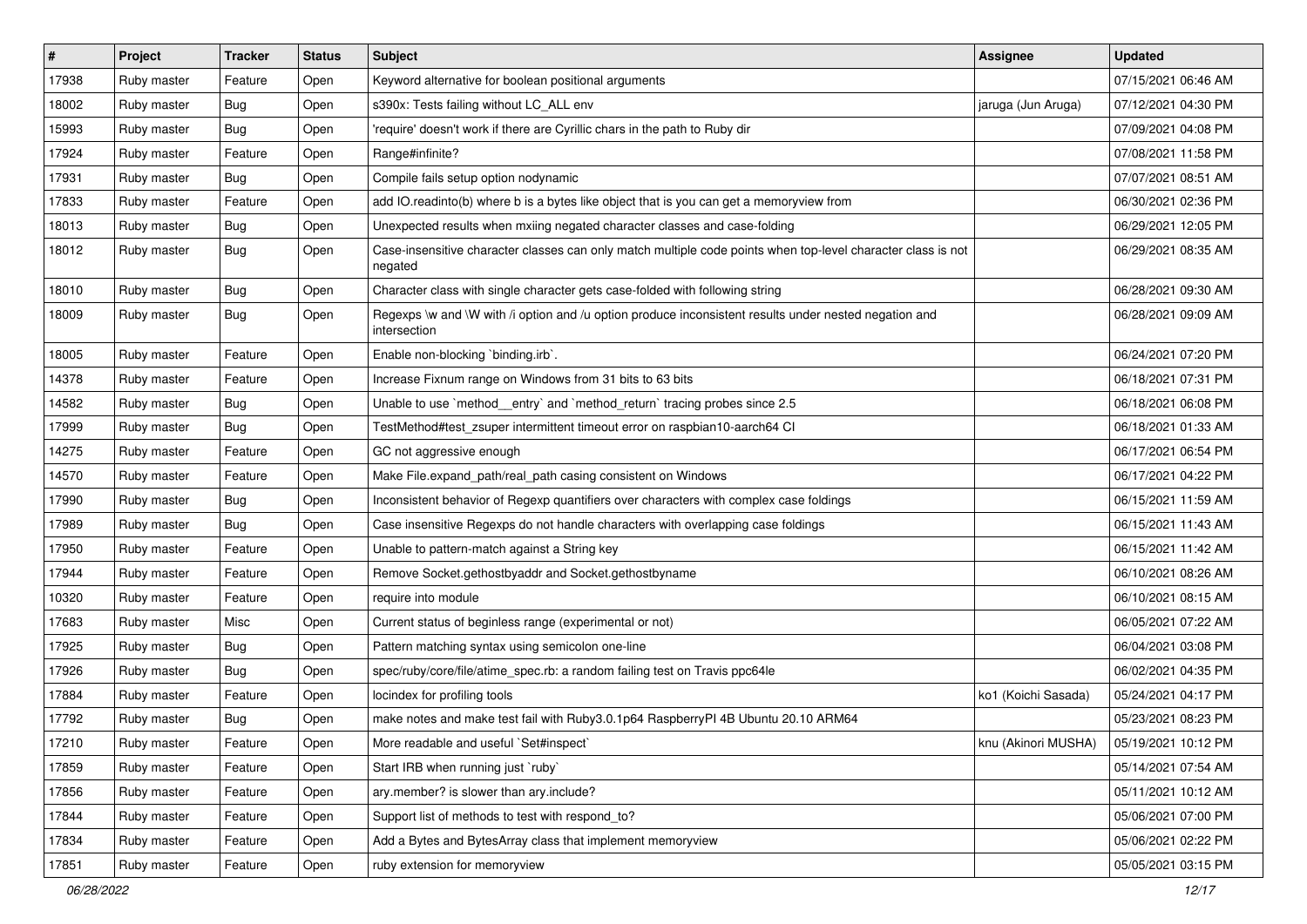| # | Project | Tracker | Status | Subject | Assignee | Updated |
|---|---|---|---|---|---|---|
| 17938 | Ruby master | Feature | Open | Keyword alternative for boolean positional arguments | | 07/15/2021 06:46 AM |
| 18002 | Ruby master | Bug | Open | s390x: Tests failing without LC_ALL env | jaruga (Jun Aruga) | 07/12/2021 04:30 PM |
| 15993 | Ruby master | Bug | Open | 'require' doesn't work if there are Cyrillic chars in the path to Ruby dir | | 07/09/2021 04:08 PM |
| 17924 | Ruby master | Feature | Open | Range#infinite? | | 07/08/2021 11:58 PM |
| 17931 | Ruby master | Bug | Open | Compile fails setup option nodynamic | | 07/07/2021 08:51 AM |
| 17833 | Ruby master | Feature | Open | add IO.readinto(b) where b is a bytes like object that is you can get a memoryview from | | 06/30/2021 02:36 PM |
| 18013 | Ruby master | Bug | Open | Unexpected results when mxiing negated character classes and case-folding | | 06/29/2021 12:05 PM |
| 18012 | Ruby master | Bug | Open | Case-insensitive character classes can only match multiple code points when top-level character class is not negated | | 06/29/2021 08:35 AM |
| 18010 | Ruby master | Bug | Open | Character class with single character gets case-folded with following string | | 06/28/2021 09:30 AM |
| 18009 | Ruby master | Bug | Open | Regexps \w and \W with /i option and /u option produce inconsistent results under nested negation and intersection | | 06/28/2021 09:09 AM |
| 18005 | Ruby master | Feature | Open | Enable non-blocking `binding.irb`. | | 06/24/2021 07:20 PM |
| 14378 | Ruby master | Feature | Open | Increase Fixnum range on Windows from 31 bits to 63 bits | | 06/18/2021 07:31 PM |
| 14582 | Ruby master | Bug | Open | Unable to use `method__entry` and `method_return` tracing probes since 2.5 | | 06/18/2021 06:08 PM |
| 17999 | Ruby master | Bug | Open | TestMethod#test_zsuper intermittent timeout error on raspbian10-aarch64 CI | | 06/18/2021 01:33 AM |
| 14275 | Ruby master | Feature | Open | GC not aggressive enough | | 06/17/2021 06:54 PM |
| 14570 | Ruby master | Feature | Open | Make File.expand_path/real_path casing consistent on Windows | | 06/17/2021 04:22 PM |
| 17990 | Ruby master | Bug | Open | Inconsistent behavior of Regexp quantifiers over characters with complex case foldings | | 06/15/2021 11:59 AM |
| 17989 | Ruby master | Bug | Open | Case insensitive Regexps do not handle characters with overlapping case foldings | | 06/15/2021 11:43 AM |
| 17950 | Ruby master | Feature | Open | Unable to pattern-match against a String key | | 06/15/2021 11:42 AM |
| 17944 | Ruby master | Feature | Open | Remove Socket.gethostbyaddr and Socket.gethostbyname | | 06/10/2021 08:26 AM |
| 10320 | Ruby master | Feature | Open | require into module | | 06/10/2021 08:15 AM |
| 17683 | Ruby master | Misc | Open | Current status of beginless range (experimental or not) | | 06/05/2021 07:22 AM |
| 17925 | Ruby master | Bug | Open | Pattern matching syntax using semicolon one-line | | 06/04/2021 03:08 PM |
| 17926 | Ruby master | Bug | Open | spec/ruby/core/file/atime_spec.rb: a random failing test on Travis ppc64le | | 06/02/2021 04:35 PM |
| 17884 | Ruby master | Feature | Open | locindex for profiling tools | ko1 (Koichi Sasada) | 05/24/2021 04:17 PM |
| 17792 | Ruby master | Bug | Open | make notes and make test fail with Ruby3.0.1p64 RaspberryPI 4B Ubuntu 20.10 ARM64 | | 05/23/2021 08:23 PM |
| 17210 | Ruby master | Feature | Open | More readable and useful `Set#inspect` | knu (Akinori MUSHA) | 05/19/2021 10:12 PM |
| 17859 | Ruby master | Feature | Open | Start IRB when running just `ruby` | | 05/14/2021 07:54 AM |
| 17856 | Ruby master | Feature | Open | ary.member? is slower than ary.include? | | 05/11/2021 10:12 AM |
| 17844 | Ruby master | Feature | Open | Support list of methods to test with respond_to? | | 05/06/2021 07:00 PM |
| 17834 | Ruby master | Feature | Open | Add a Bytes and BytesArray class that implement memoryview | | 05/06/2021 02:22 PM |
| 17851 | Ruby master | Feature | Open | ruby extension for memoryview | | 05/05/2021 03:15 PM |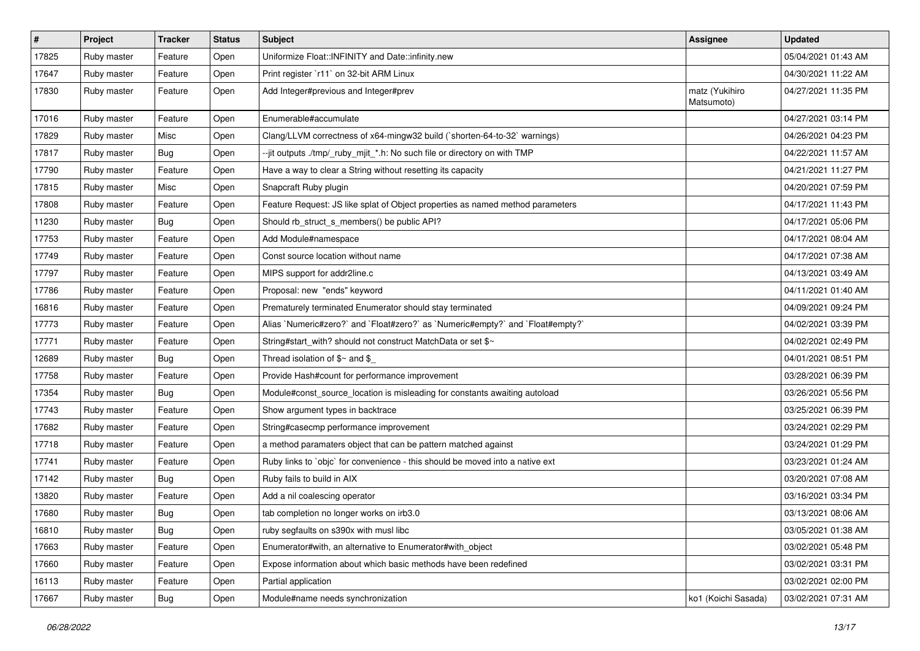| # | Project | Tracker | Status | Subject | Assignee | Updated |
|---|---|---|---|---|---|---|
| 17825 | Ruby master | Feature | Open | Uniformize Float::INFINITY and Date::infinity.new | | 05/04/2021 01:43 AM |
| 17647 | Ruby master | Feature | Open | Print register `r11` on 32-bit ARM Linux | | 04/30/2021 11:22 AM |
| 17830 | Ruby master | Feature | Open | Add Integer#previous and Integer#prev | matz (Yukihiro Matsumoto) | 04/27/2021 11:35 PM |
| 17016 | Ruby master | Feature | Open | Enumerable#accumulate | | 04/27/2021 03:14 PM |
| 17829 | Ruby master | Misc | Open | Clang/LLVM correctness of x64-mingw32 build (`shorten-64-to-32` warnings) | | 04/26/2021 04:23 PM |
| 17817 | Ruby master | Bug | Open | --jit outputs ./tmp/_ruby_mjit_*.h: No such file or directory on with TMP | | 04/22/2021 11:57 AM |
| 17790 | Ruby master | Feature | Open | Have a way to clear a String without resetting its capacity | | 04/21/2021 11:27 PM |
| 17815 | Ruby master | Misc | Open | Snapcraft Ruby plugin | | 04/20/2021 07:59 PM |
| 17808 | Ruby master | Feature | Open | Feature Request: JS like splat of Object properties as named method parameters | | 04/17/2021 11:43 PM |
| 11230 | Ruby master | Bug | Open | Should rb_struct_s_members() be public API? | | 04/17/2021 05:06 PM |
| 17753 | Ruby master | Feature | Open | Add Module#namespace | | 04/17/2021 08:04 AM |
| 17749 | Ruby master | Feature | Open | Const source location without name | | 04/17/2021 07:38 AM |
| 17797 | Ruby master | Feature | Open | MIPS support for addr2line.c | | 04/13/2021 03:49 AM |
| 17786 | Ruby master | Feature | Open | Proposal: new "ends" keyword | | 04/11/2021 01:40 AM |
| 16816 | Ruby master | Feature | Open | Prematurely terminated Enumerator should stay terminated | | 04/09/2021 09:24 PM |
| 17773 | Ruby master | Feature | Open | Alias `Numeric#zero?` and `Float#zero?` as `Numeric#empty?` and `Float#empty?` | | 04/02/2021 03:39 PM |
| 17771 | Ruby master | Feature | Open | String#start_with? should not construct MatchData or set $~ | | 04/02/2021 02:49 PM |
| 12689 | Ruby master | Bug | Open | Thread isolation of $~ and $_ | | 04/01/2021 08:51 PM |
| 17758 | Ruby master | Feature | Open | Provide Hash#count for performance improvement | | 03/28/2021 06:39 PM |
| 17354 | Ruby master | Bug | Open | Module#const_source_location is misleading for constants awaiting autoload | | 03/26/2021 05:56 PM |
| 17743 | Ruby master | Feature | Open | Show argument types in backtrace | | 03/25/2021 06:39 PM |
| 17682 | Ruby master | Feature | Open | String#casecmp performance improvement | | 03/24/2021 02:29 PM |
| 17718 | Ruby master | Feature | Open | a method paramaters object that can be pattern matched against | | 03/24/2021 01:29 PM |
| 17741 | Ruby master | Feature | Open | Ruby links to `objc` for convenience - this should be moved into a native ext | | 03/23/2021 01:24 AM |
| 17142 | Ruby master | Bug | Open | Ruby fails to build in AIX | | 03/20/2021 07:08 AM |
| 13820 | Ruby master | Feature | Open | Add a nil coalescing operator | | 03/16/2021 03:34 PM |
| 17680 | Ruby master | Bug | Open | tab completion no longer works on irb3.0 | | 03/13/2021 08:06 AM |
| 16810 | Ruby master | Bug | Open | ruby segfaults on s390x with musl libc | | 03/05/2021 01:38 AM |
| 17663 | Ruby master | Feature | Open | Enumerator#with, an alternative to Enumerator#with_object | | 03/02/2021 05:48 PM |
| 17660 | Ruby master | Feature | Open | Expose information about which basic methods have been redefined | | 03/02/2021 03:31 PM |
| 16113 | Ruby master | Feature | Open | Partial application | | 03/02/2021 02:00 PM |
| 17667 | Ruby master | Bug | Open | Module#name needs synchronization | ko1 (Koichi Sasada) | 03/02/2021 07:31 AM |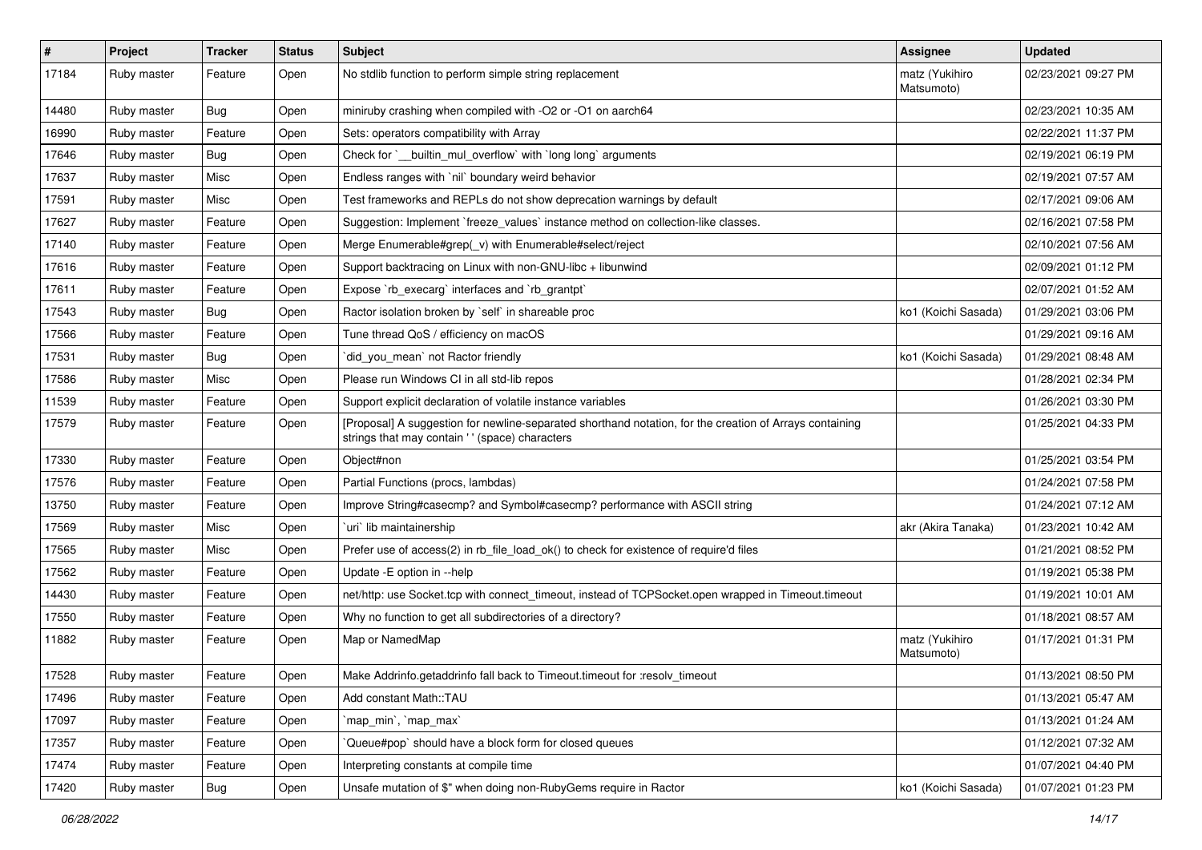| # | Project | Tracker | Status | Subject | Assignee | Updated |
|---|---|---|---|---|---|---|
| 17184 | Ruby master | Feature | Open | No stdlib function to perform simple string replacement | matz (Yukihiro Matsumoto) | 02/23/2021 09:27 PM |
| 14480 | Ruby master | Bug | Open | miniruby crashing when compiled with -O2 or -O1 on aarch64 | | 02/23/2021 10:35 AM |
| 16990 | Ruby master | Feature | Open | Sets: operators compatibility with Array | | 02/22/2021 11:37 PM |
| 17646 | Ruby master | Bug | Open | Check for `__builtin_mul_overflow` with `long long` arguments | | 02/19/2021 06:19 PM |
| 17637 | Ruby master | Misc | Open | Endless ranges with `nil` boundary weird behavior | | 02/19/2021 07:57 AM |
| 17591 | Ruby master | Misc | Open | Test frameworks and REPLs do not show deprecation warnings by default | | 02/17/2021 09:06 AM |
| 17627 | Ruby master | Feature | Open | Suggestion: Implement `freeze_values` instance method on collection-like classes. | | 02/16/2021 07:58 PM |
| 17140 | Ruby master | Feature | Open | Merge Enumerable#grep(_v) with Enumerable#select/reject | | 02/10/2021 07:56 AM |
| 17616 | Ruby master | Feature | Open | Support backtracing on Linux with non-GNU-libc + libunwind | | 02/09/2021 01:12 PM |
| 17611 | Ruby master | Feature | Open | Expose `rb_execarg` interfaces and `rb_grantpt` | | 02/07/2021 01:52 AM |
| 17543 | Ruby master | Bug | Open | Ractor isolation broken by `self` in shareable proc | ko1 (Koichi Sasada) | 01/29/2021 03:06 PM |
| 17566 | Ruby master | Feature | Open | Tune thread QoS / efficiency on macOS | | 01/29/2021 09:16 AM |
| 17531 | Ruby master | Bug | Open | `did_you_mean` not Ractor friendly | ko1 (Koichi Sasada) | 01/29/2021 08:48 AM |
| 17586 | Ruby master | Misc | Open | Please run Windows CI in all std-lib repos | | 01/28/2021 02:34 PM |
| 11539 | Ruby master | Feature | Open | Support explicit declaration of volatile instance variables | | 01/26/2021 03:30 PM |
| 17579 | Ruby master | Feature | Open | [Proposal] A suggestion for newline-separated shorthand notation, for the creation of Arrays containing strings that may contain ' ' (space) characters | | 01/25/2021 04:33 PM |
| 17330 | Ruby master | Feature | Open | Object#non | | 01/25/2021 03:54 PM |
| 17576 | Ruby master | Feature | Open | Partial Functions (procs, lambdas) | | 01/24/2021 07:58 PM |
| 13750 | Ruby master | Feature | Open | Improve String#casecmp? and Symbol#casecmp? performance with ASCII string | | 01/24/2021 07:12 AM |
| 17569 | Ruby master | Misc | Open | `uri` lib maintainership | akr (Akira Tanaka) | 01/23/2021 10:42 AM |
| 17565 | Ruby master | Misc | Open | Prefer use of access(2) in rb_file_load_ok() to check for existence of require'd files | | 01/21/2021 08:52 PM |
| 17562 | Ruby master | Feature | Open | Update -E option in --help | | 01/19/2021 05:38 PM |
| 14430 | Ruby master | Feature | Open | net/http: use Socket.tcp with connect_timeout, instead of TCPSocket.open wrapped in Timeout.timeout | | 01/19/2021 10:01 AM |
| 17550 | Ruby master | Feature | Open | Why no function to get all subdirectories of a directory? | | 01/18/2021 08:57 AM |
| 11882 | Ruby master | Feature | Open | Map or NamedMap | matz (Yukihiro Matsumoto) | 01/17/2021 01:31 PM |
| 17528 | Ruby master | Feature | Open | Make Addrinfo.getaddrinfo fall back to Timeout.timeout for :resolv_timeout | | 01/13/2021 08:50 PM |
| 17496 | Ruby master | Feature | Open | Add constant Math::TAU | | 01/13/2021 05:47 AM |
| 17097 | Ruby master | Feature | Open | `map_min`, `map_max` | | 01/13/2021 01:24 AM |
| 17357 | Ruby master | Feature | Open | `Queue#pop` should have a block form for closed queues | | 01/12/2021 07:32 AM |
| 17474 | Ruby master | Feature | Open | Interpreting constants at compile time | | 01/07/2021 04:40 PM |
| 17420 | Ruby master | Bug | Open | Unsafe mutation of $" when doing non-RubyGems require in Ractor | ko1 (Koichi Sasada) | 01/07/2021 01:23 PM |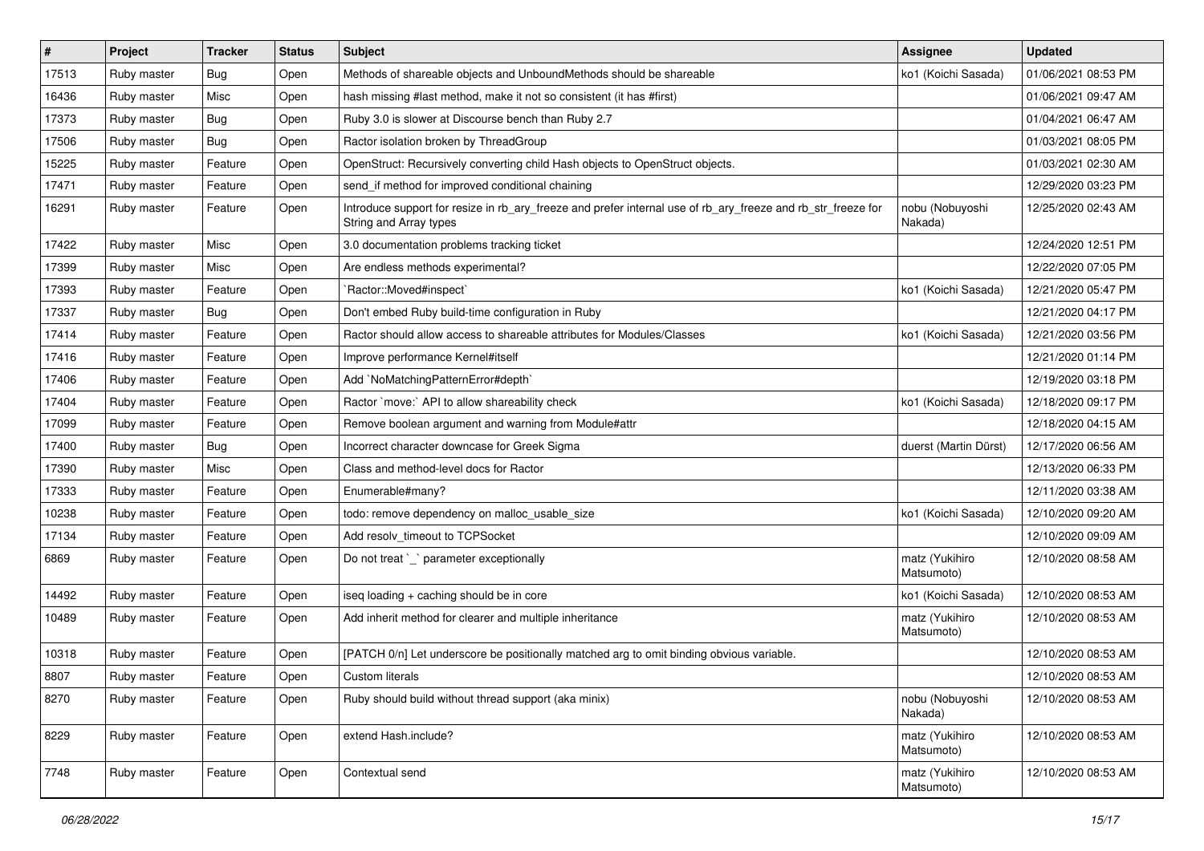| # | Project | Tracker | Status | Subject | Assignee | Updated |
|---|---|---|---|---|---|---|
| 17513 | Ruby master | Bug | Open | Methods of shareable objects and UnboundMethods should be shareable | ko1 (Koichi Sasada) | 01/06/2021 08:53 PM |
| 16436 | Ruby master | Misc | Open | hash missing #last method, make it not so consistent (it has #first) | | 01/06/2021 09:47 AM |
| 17373 | Ruby master | Bug | Open | Ruby 3.0 is slower at Discourse bench than Ruby 2.7 | | 01/04/2021 06:47 AM |
| 17506 | Ruby master | Bug | Open | Ractor isolation broken by ThreadGroup | | 01/03/2021 08:05 PM |
| 15225 | Ruby master | Feature | Open | OpenStruct: Recursively converting child Hash objects to OpenStruct objects. | | 01/03/2021 02:30 AM |
| 17471 | Ruby master | Feature | Open | send_if method for improved conditional chaining | | 12/29/2020 03:23 PM |
| 16291 | Ruby master | Feature | Open | Introduce support for resize in rb_ary_freeze and prefer internal use of rb_ary_freeze and rb_str_freeze for String and Array types | nobu (Nobuyoshi Nakada) | 12/25/2020 02:43 AM |
| 17422 | Ruby master | Misc | Open | 3.0 documentation problems tracking ticket | | 12/24/2020 12:51 PM |
| 17399 | Ruby master | Misc | Open | Are endless methods experimental? | | 12/22/2020 07:05 PM |
| 17393 | Ruby master | Feature | Open | `Ractor::Moved#inspect` | ko1 (Koichi Sasada) | 12/21/2020 05:47 PM |
| 17337 | Ruby master | Bug | Open | Don't embed Ruby build-time configuration in Ruby | | 12/21/2020 04:17 PM |
| 17414 | Ruby master | Feature | Open | Ractor should allow access to shareable attributes for Modules/Classes | ko1 (Koichi Sasada) | 12/21/2020 03:56 PM |
| 17416 | Ruby master | Feature | Open | Improve performance Kernel#itself | | 12/21/2020 01:14 PM |
| 17406 | Ruby master | Feature | Open | Add `NoMatchingPatternError#depth` | | 12/19/2020 03:18 PM |
| 17404 | Ruby master | Feature | Open | Ractor `move:` API to allow shareability check | ko1 (Koichi Sasada) | 12/18/2020 09:17 PM |
| 17099 | Ruby master | Feature | Open | Remove boolean argument and warning from Module#attr | | 12/18/2020 04:15 AM |
| 17400 | Ruby master | Bug | Open | Incorrect character downcase for Greek Sigma | duerst (Martin Dürst) | 12/17/2020 06:56 AM |
| 17390 | Ruby master | Misc | Open | Class and method-level docs for Ractor | | 12/13/2020 06:33 PM |
| 17333 | Ruby master | Feature | Open | Enumerable#many? | | 12/11/2020 03:38 AM |
| 10238 | Ruby master | Feature | Open | todo: remove dependency on malloc_usable_size | ko1 (Koichi Sasada) | 12/10/2020 09:20 AM |
| 17134 | Ruby master | Feature | Open | Add resolv_timeout to TCPSocket | | 12/10/2020 09:09 AM |
| 6869 | Ruby master | Feature | Open | Do not treat `_` parameter exceptionally | matz (Yukihiro Matsumoto) | 12/10/2020 08:58 AM |
| 14492 | Ruby master | Feature | Open | iseq loading + caching should be in core | ko1 (Koichi Sasada) | 12/10/2020 08:53 AM |
| 10489 | Ruby master | Feature | Open | Add inherit method for clearer and multiple inheritance | matz (Yukihiro Matsumoto) | 12/10/2020 08:53 AM |
| 10318 | Ruby master | Feature | Open | [PATCH 0/n] Let underscore be positionally matched arg to omit binding obvious variable. | | 12/10/2020 08:53 AM |
| 8807 | Ruby master | Feature | Open | Custom literals | | 12/10/2020 08:53 AM |
| 8270 | Ruby master | Feature | Open | Ruby should build without thread support (aka minix) | nobu (Nobuyoshi Nakada) | 12/10/2020 08:53 AM |
| 8229 | Ruby master | Feature | Open | extend Hash.include? | matz (Yukihiro Matsumoto) | 12/10/2020 08:53 AM |
| 7748 | Ruby master | Feature | Open | Contextual send | matz (Yukihiro Matsumoto) | 12/10/2020 08:53 AM |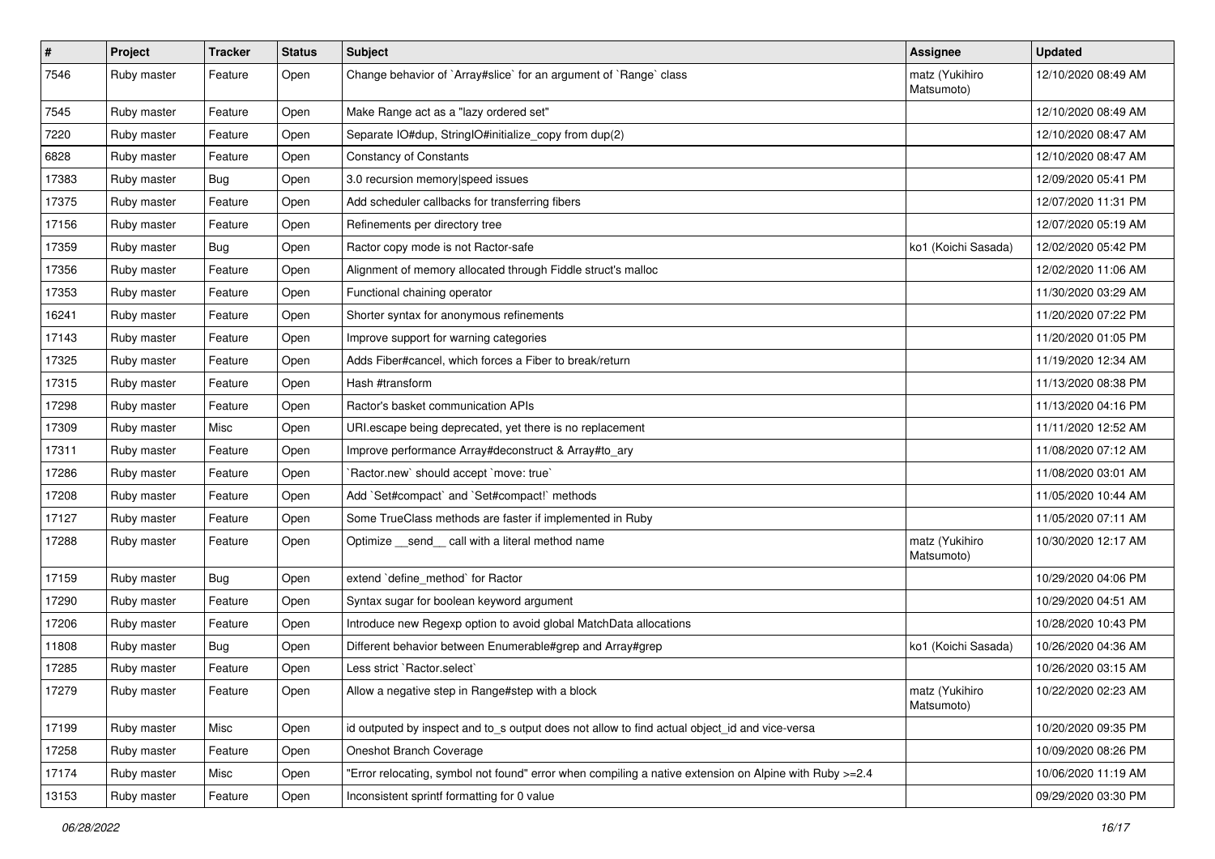| # | Project | Tracker | Status | Subject | Assignee | Updated |
|---|---|---|---|---|---|---|
| 7546 | Ruby master | Feature | Open | Change behavior of `Array#slice` for an argument of `Range` class | matz (Yukihiro Matsumoto) | 12/10/2020 08:49 AM |
| 7545 | Ruby master | Feature | Open | Make Range act as a "lazy ordered set" | | 12/10/2020 08:49 AM |
| 7220 | Ruby master | Feature | Open | Separate IO#dup, StringIO#initialize_copy from dup(2) | | 12/10/2020 08:47 AM |
| 6828 | Ruby master | Feature | Open | Constancy of Constants | | 12/10/2020 08:47 AM |
| 17383 | Ruby master | Bug | Open | 3.0 recursion memory\|speed issues | | 12/09/2020 05:41 PM |
| 17375 | Ruby master | Feature | Open | Add scheduler callbacks for transferring fibers | | 12/07/2020 11:31 PM |
| 17156 | Ruby master | Feature | Open | Refinements per directory tree | | 12/07/2020 05:19 AM |
| 17359 | Ruby master | Bug | Open | Ractor copy mode is not Ractor-safe | ko1 (Koichi Sasada) | 12/02/2020 05:42 PM |
| 17356 | Ruby master | Feature | Open | Alignment of memory allocated through Fiddle struct's malloc | | 12/02/2020 11:06 AM |
| 17353 | Ruby master | Feature | Open | Functional chaining operator | | 11/30/2020 03:29 AM |
| 16241 | Ruby master | Feature | Open | Shorter syntax for anonymous refinements | | 11/20/2020 07:22 PM |
| 17143 | Ruby master | Feature | Open | Improve support for warning categories | | 11/20/2020 01:05 PM |
| 17325 | Ruby master | Feature | Open | Adds Fiber#cancel, which forces a Fiber to break/return | | 11/19/2020 12:34 AM |
| 17315 | Ruby master | Feature | Open | Hash #transform | | 11/13/2020 08:38 PM |
| 17298 | Ruby master | Feature | Open | Ractor's basket communication APIs | | 11/13/2020 04:16 PM |
| 17309 | Ruby master | Misc | Open | URI.escape being deprecated, yet there is no replacement | | 11/11/2020 12:52 AM |
| 17311 | Ruby master | Feature | Open | Improve performance Array#deconstruct & Array#to_ary | | 11/08/2020 07:12 AM |
| 17286 | Ruby master | Feature | Open | `Ractor.new` should accept `move: true` | | 11/08/2020 03:01 AM |
| 17208 | Ruby master | Feature | Open | Add `Set#compact` and `Set#compact!` methods | | 11/05/2020 10:44 AM |
| 17127 | Ruby master | Feature | Open | Some TrueClass methods are faster if implemented in Ruby | | 11/05/2020 07:11 AM |
| 17288 | Ruby master | Feature | Open | Optimize __send__ call with a literal method name | matz (Yukihiro Matsumoto) | 10/30/2020 12:17 AM |
| 17159 | Ruby master | Bug | Open | extend `define_method` for Ractor | | 10/29/2020 04:06 PM |
| 17290 | Ruby master | Feature | Open | Syntax sugar for boolean keyword argument | | 10/29/2020 04:51 AM |
| 17206 | Ruby master | Feature | Open | Introduce new Regexp option to avoid global MatchData allocations | | 10/28/2020 10:43 PM |
| 11808 | Ruby master | Bug | Open | Different behavior between Enumerable#grep and Array#grep | ko1 (Koichi Sasada) | 10/26/2020 04:36 AM |
| 17285 | Ruby master | Feature | Open | Less strict `Ractor.select` | | 10/26/2020 03:15 AM |
| 17279 | Ruby master | Feature | Open | Allow a negative step in Range#step with a block | matz (Yukihiro Matsumoto) | 10/22/2020 02:23 AM |
| 17199 | Ruby master | Misc | Open | id outputed by inspect and to_s output does not allow to find actual object_id and vice-versa | | 10/20/2020 09:35 PM |
| 17258 | Ruby master | Feature | Open | Oneshot Branch Coverage | | 10/09/2020 08:26 PM |
| 17174 | Ruby master | Misc | Open | "Error relocating, symbol not found" error when compiling a native extension on Alpine with Ruby >=2.4 | | 10/06/2020 11:19 AM |
| 13153 | Ruby master | Feature | Open | Inconsistent sprintf formatting for 0 value | | 09/29/2020 03:30 PM |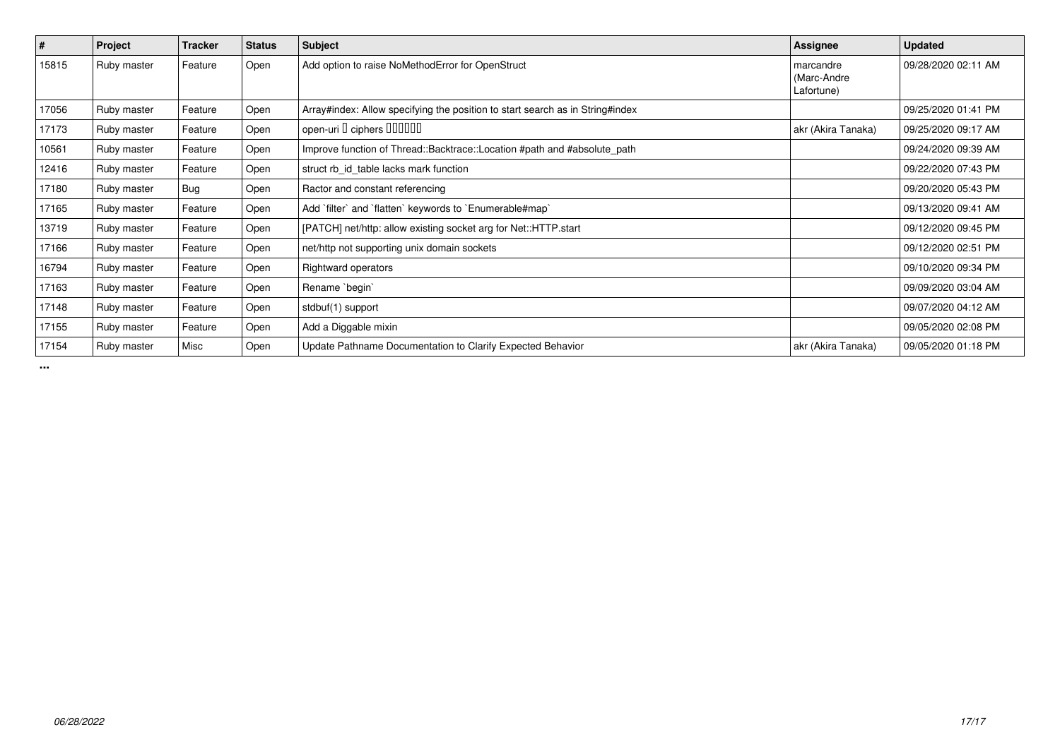| # | Project | Tracker | Status | Subject | Assignee | Updated |
|---|---|---|---|---|---|---|
| 15815 | Ruby master | Feature | Open | Add option to raise NoMethodError for OpenStruct | marcandre (Marc-Andre Lafortune) | 09/28/2020 02:11 AM |
| 17056 | Ruby master | Feature | Open | Array#index: Allow specifying the position to start search as in String#index | | 09/25/2020 01:41 PM |
| 17173 | Ruby master | Feature | Open | open-uri � ciphers ������ | akr (Akira Tanaka) | 09/25/2020 09:17 AM |
| 10561 | Ruby master | Feature | Open | Improve function of Thread::Backtrace::Location #path and #absolute_path | | 09/24/2020 09:39 AM |
| 12416 | Ruby master | Feature | Open | struct rb_id_table lacks mark function | | 09/22/2020 07:43 PM |
| 17180 | Ruby master | Bug | Open | Ractor and constant referencing | | 09/20/2020 05:43 PM |
| 17165 | Ruby master | Feature | Open | Add `filter` and `flatten` keywords to `Enumerable#map` | | 09/13/2020 09:41 AM |
| 13719 | Ruby master | Feature | Open | [PATCH] net/http: allow existing socket arg for Net::HTTP.start | | 09/12/2020 09:45 PM |
| 17166 | Ruby master | Feature | Open | net/http not supporting unix domain sockets | | 09/12/2020 02:51 PM |
| 16794 | Ruby master | Feature | Open | Rightward operators | | 09/10/2020 09:34 PM |
| 17163 | Ruby master | Feature | Open | Rename `begin` | | 09/09/2020 03:04 AM |
| 17148 | Ruby master | Feature | Open | stdbuf(1) support | | 09/07/2020 04:12 AM |
| 17155 | Ruby master | Feature | Open | Add a Diggable mixin | | 09/05/2020 02:08 PM |
| 17154 | Ruby master | Misc | Open | Update Pathname Documentation to Clarify Expected Behavior | akr (Akira Tanaka) | 09/05/2020 01:18 PM |

...